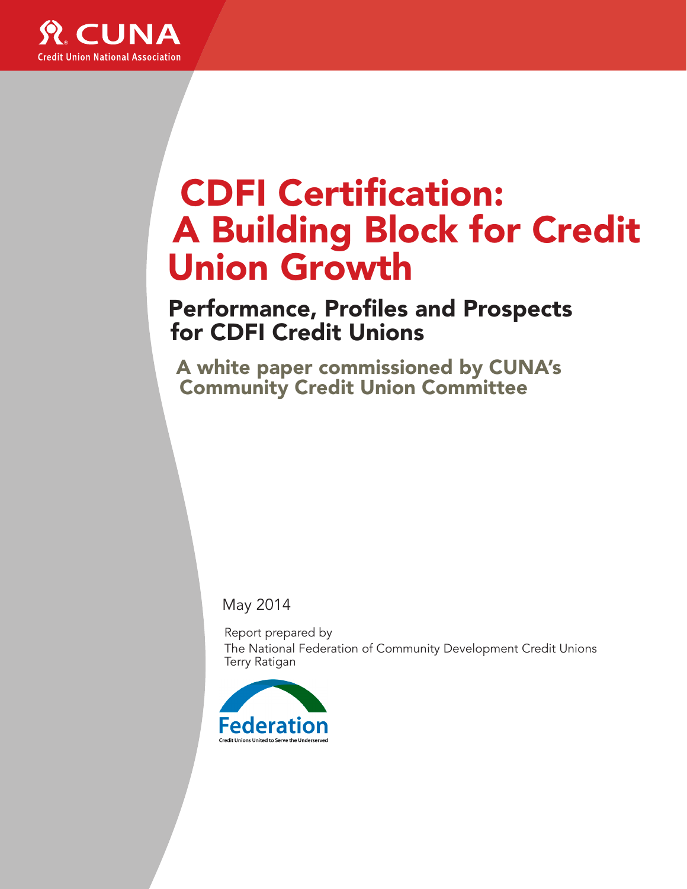CUNA

Credit Union National Association

# CDFI Certification: A Building Block for Credit Union Growth

## Performance, Profiles and Prospects for CDFI Credit Unions

### A white paper commissioned by CUNA's Community Credit Union Committee

May 2014

Report prepared by
The National Federation of Community Development Credit Unions
Terry Ratigan

Federation

Credit Unions United to Serve the Underserved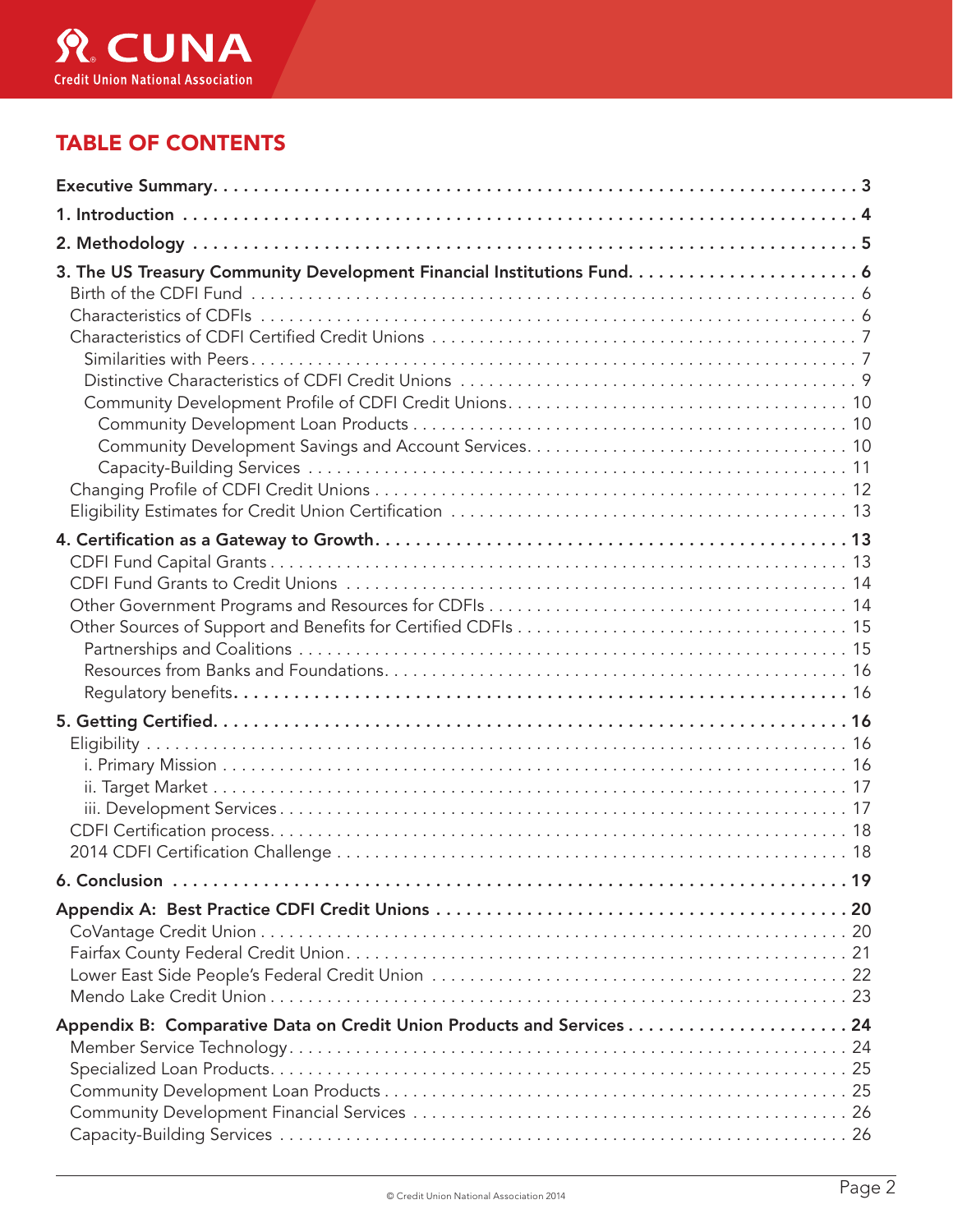## TABLE OF CONTENTS

**Executive Summary** . . . 3

**1. Introduction** . . . 4

**2. Methodology** . . . 5

**3. The US Treasury Community Development Financial Institutions Fund** . . . 6
- Birth of the CDFI Fund . . . 6
- Characteristics of CDFIs . . . 6
- Characteristics of CDFI Certified Credit Unions . . . 7
  - Similarities with Peers . . . 7
  - Distinctive Characteristics of CDFI Credit Unions . . . 9
  - Community Development Profile of CDFI Credit Unions . . . 10
    - Community Development Loan Products . . . 10
    - Community Development Savings and Account Services . . . 10
    - Capacity-Building Services . . . 11
- Changing Profile of CDFI Credit Unions . . . 12
- Eligibility Estimates for Credit Union Certification . . . 13

**4. Certification as a Gateway to Growth** . . . 13
- CDFI Fund Capital Grants . . . 13
- CDFI Fund Grants to Credit Unions . . . 14
- Other Government Programs and Resources for CDFIs . . . 14
- Other Sources of Support and Benefits for Certified CDFIs . . . 15
  - Partnerships and Coalitions . . . 15
  - Resources from Banks and Foundations . . . 16
  - Regulatory benefits . . . 16

**5. Getting Certified** . . . 16
- Eligibility . . . 16
  - i. Primary Mission . . . 16
  - ii. Target Market . . . 17
  - iii. Development Services . . . 17
- CDFI Certification process . . . 18
- 2014 CDFI Certification Challenge . . . 18

**6. Conclusion** . . . 19

**Appendix A: Best Practice CDFI Credit Unions** . . . 20
- CoVantage Credit Union . . . 20
- Fairfax County Federal Credit Union . . . 21
- Lower East Side People's Federal Credit Union . . . 22
- Mendo Lake Credit Union . . . 23

**Appendix B: Comparative Data on Credit Union Products and Services** . . . 24
- Member Service Technology . . . 24
- Specialized Loan Products . . . 25
- Community Development Loan Products . . . 25
- Community Development Financial Services . . . 26
- Capacity-Building Services . . . 26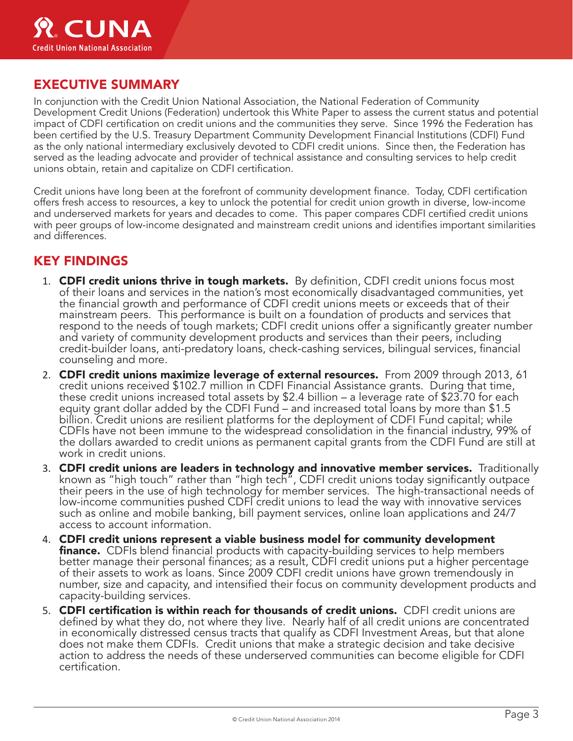## EXECUTIVE SUMMARY

In conjunction with the Credit Union National Association, the National Federation of Community Development Credit Unions (Federation) undertook this White Paper to assess the current status and potential impact of CDFI certification on credit unions and the communities they serve. Since 1996 the Federation has been certified by the U.S. Treasury Department Community Development Financial Institutions (CDFI) Fund as the only national intermediary exclusively devoted to CDFI credit unions. Since then, the Federation has served as the leading advocate and provider of technical assistance and consulting services to help credit unions obtain, retain and capitalize on CDFI certification.

Credit unions have long been at the forefront of community development finance. Today, CDFI certification offers fresh access to resources, a key to unlock the potential for credit union growth in diverse, low-income and underserved markets for years and decades to come. This paper compares CDFI certified credit unions with peer groups of low-income designated and mainstream credit unions and identifies important similarities and differences.

## KEY FINDINGS

1. **CDFI credit unions thrive in tough markets.** By definition, CDFI credit unions focus most of their loans and services in the nation's most economically disadvantaged communities, yet the financial growth and performance of CDFI credit unions meets or exceeds that of their mainstream peers. This performance is built on a foundation of products and services that respond to the needs of tough markets; CDFI credit unions offer a significantly greater number and variety of community development products and services than their peers, including credit-builder loans, anti-predatory loans, check-cashing services, bilingual services, financial counseling and more.
2. **CDFI credit unions maximize leverage of external resources.** From 2009 through 2013, 61 credit unions received $102.7 million in CDFI Financial Assistance grants. During that time, these credit unions increased total assets by $2.4 billion – a leverage rate of $23.70 for each equity grant dollar added by the CDFI Fund – and increased total loans by more than $1.5 billion. Credit unions are resilient platforms for the deployment of CDFI Fund capital; while CDFIs have not been immune to the widespread consolidation in the financial industry, 99% of the dollars awarded to credit unions as permanent capital grants from the CDFI Fund are still at work in credit unions.
3. **CDFI credit unions are leaders in technology and innovative member services.** Traditionally known as "high touch" rather than "high tech", CDFI credit unions today significantly outpace their peers in the use of high technology for member services. The high-transactional needs of low-income communities pushed CDFI credit unions to lead the way with innovative services such as online and mobile banking, bill payment services, online loan applications and 24/7 access to account information.
4. **CDFI credit unions represent a viable business model for community development finance.** CDFIs blend financial products with capacity-building services to help members better manage their personal finances; as a result, CDFI credit unions put a higher percentage of their assets to work as loans. Since 2009 CDFI credit unions have grown tremendously in number, size and capacity, and intensified their focus on community development products and capacity-building services.
5. **CDFI certification is within reach for thousands of credit unions.** CDFI credit unions are defined by what they do, not where they live. Nearly half of all credit unions are concentrated in economically distressed census tracts that qualify as CDFI Investment Areas, but that alone does not make them CDFIs. Credit unions that make a strategic decision and take decisive action to address the needs of these underserved communities can become eligible for CDFI certification.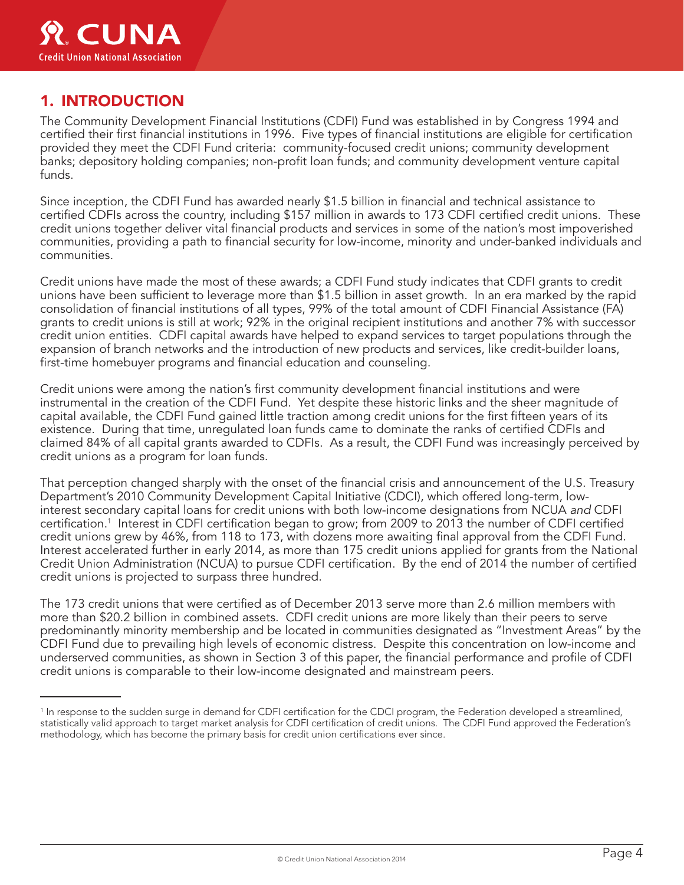## 1. INTRODUCTION

The Community Development Financial Institutions (CDFI) Fund was established in by Congress 1994 and certified their first financial institutions in 1996. Five types of financial institutions are eligible for certification provided they meet the CDFI Fund criteria: community-focused credit unions; community development banks; depository holding companies; non-profit loan funds; and community development venture capital funds.

Since inception, the CDFI Fund has awarded nearly $1.5 billion in financial and technical assistance to certified CDFIs across the country, including $157 million in awards to 173 CDFI certified credit unions. These credit unions together deliver vital financial products and services in some of the nation's most impoverished communities, providing a path to financial security for low-income, minority and under-banked individuals and communities.

Credit unions have made the most of these awards; a CDFI Fund study indicates that CDFI grants to credit unions have been sufficient to leverage more than $1.5 billion in asset growth. In an era marked by the rapid consolidation of financial institutions of all types, 99% of the total amount of CDFI Financial Assistance (FA) grants to credit unions is still at work; 92% in the original recipient institutions and another 7% with successor credit union entities. CDFI capital awards have helped to expand services to target populations through the expansion of branch networks and the introduction of new products and services, like credit-builder loans, first-time homebuyer programs and financial education and counseling.

Credit unions were among the nation's first community development financial institutions and were instrumental in the creation of the CDFI Fund. Yet despite these historic links and the sheer magnitude of capital available, the CDFI Fund gained little traction among credit unions for the first fifteen years of its existence. During that time, unregulated loan funds came to dominate the ranks of certified CDFIs and claimed 84% of all capital grants awarded to CDFIs. As a result, the CDFI Fund was increasingly perceived by credit unions as a program for loan funds.

That perception changed sharply with the onset of the financial crisis and announcement of the U.S. Treasury Department's 2010 Community Development Capital Initiative (CDCI), which offered long-term, low-interest secondary capital loans for credit unions with both low-income designations from NCUA *and* CDFI certification.[1] Interest in CDFI certification began to grow; from 2009 to 2013 the number of CDFI certified credit unions grew by 46%, from 118 to 173, with dozens more awaiting final approval from the CDFI Fund. Interest accelerated further in early 2014, as more than 175 credit unions applied for grants from the National Credit Union Administration (NCUA) to pursue CDFI certification. By the end of 2014 the number of certified credit unions is projected to surpass three hundred.

The 173 credit unions that were certified as of December 2013 serve more than 2.6 million members with more than $20.2 billion in combined assets. CDFI credit unions are more likely than their peers to serve predominantly minority membership and be located in communities designated as "Investment Areas" by the CDFI Fund due to prevailing high levels of economic distress. Despite this concentration on low-income and underserved communities, as shown in Section 3 of this paper, the financial performance and profile of CDFI credit unions is comparable to their low-income designated and mainstream peers.

---

[1] In response to the sudden surge in demand for CDFI certification for the CDCI program, the Federation developed a streamlined, statistically valid approach to target market analysis for CDFI certification of credit unions. The CDFI Fund approved the Federation's methodology, which has become the primary basis for credit union certifications ever since.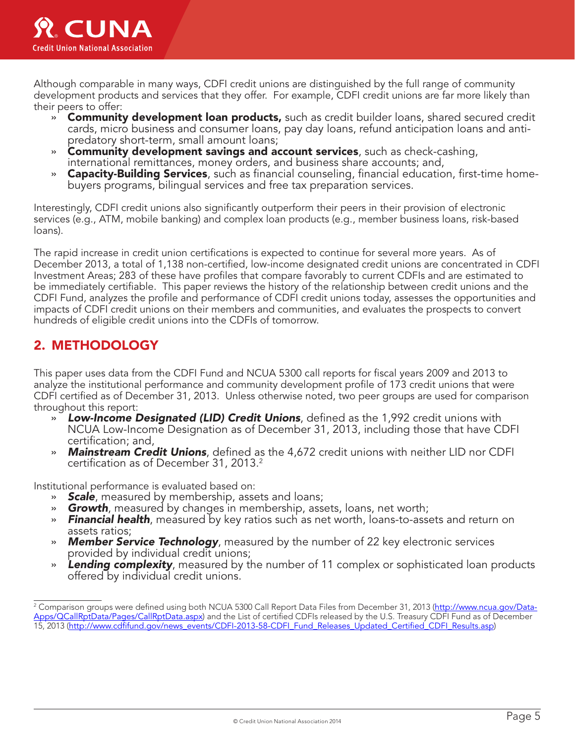Although comparable in many ways, CDFI credit unions are distinguished by the full range of community development products and services that they offer. For example, CDFI credit unions are far more likely than their peers to offer:

- **Community development loan products,** such as credit builder loans, shared secured credit cards, micro business and consumer loans, pay day loans, refund anticipation loans and anti-predatory short-term, small amount loans;
- **Community development savings and account services**, such as check-cashing, international remittances, money orders, and business share accounts; and,
- **Capacity-Building Services**, such as financial counseling, financial education, first-time home-buyers programs, bilingual services and free tax preparation services.

Interestingly, CDFI credit unions also significantly outperform their peers in their provision of electronic services (e.g., ATM, mobile banking) and complex loan products (e.g., member business loans, risk-based loans).

The rapid increase in credit union certifications is expected to continue for several more years. As of December 2013, a total of 1,138 non-certified, low-income designated credit unions are concentrated in CDFI Investment Areas; 283 of these have profiles that compare favorably to current CDFIs and are estimated to be immediately certifiable. This paper reviews the history of the relationship between credit unions and the CDFI Fund, analyzes the profile and performance of CDFI credit unions today, assesses the opportunities and impacts of CDFI credit unions on their members and communities, and evaluates the prospects to convert hundreds of eligible credit unions into the CDFIs of tomorrow.

## 2. METHODOLOGY

This paper uses data from the CDFI Fund and NCUA 5300 call reports for fiscal years 2009 and 2013 to analyze the institutional performance and community development profile of 173 credit unions that were CDFI certified as of December 31, 2013. Unless otherwise noted, two peer groups are used for comparison throughout this report:

- ***Low-Income Designated (LID) Credit Unions***, defined as the 1,992 credit unions with NCUA Low-Income Designation as of December 31, 2013, including those that have CDFI certification; and,
- ***Mainstream Credit Unions***, defined as the 4,672 credit unions with neither LID nor CDFI certification as of December 31, 2013.[2]

Institutional performance is evaluated based on:

- ***Scale***, measured by membership, assets and loans;
- ***Growth***, measured by changes in membership, assets, loans, net worth;
- ***Financial health***, measured by key ratios such as net worth, loans-to-assets and return on assets ratios;
- ***Member Service Technology***, measured by the number of 22 key electronic services provided by individual credit unions;
- ***Lending complexity***, measured by the number of 11 complex or sophisticated loan products offered by individual credit unions.

---

[2] Comparison groups were defined using both NCUA 5300 Call Report Data Files from December 31, 2013 (http://www.ncua.gov/Data-Apps/QCallRptData/Pages/CallRptData.aspx) and the List of certified CDFIs released by the U.S. Treasury CDFI Fund as of December 15, 2013 (http://www.cdfifund.gov/news_events/CDFI-2013-58-CDFI_Fund_Releases_Updated_Certified_CDFI_Results.asp)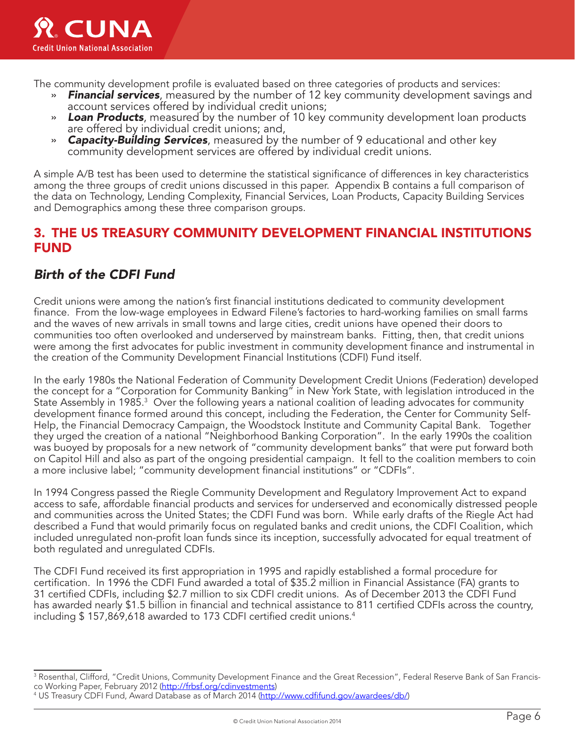The community development profile is evaluated based on three categories of products and services:

- ***Financial services***, measured by the number of 12 key community development savings and account services offered by individual credit unions;
- ***Loan Products***, measured by the number of 10 key community development loan products are offered by individual credit unions; and,
- ***Capacity-Building Services***, measured by the number of 9 educational and other key community development services are offered by individual credit unions.

A simple A/B test has been used to determine the statistical significance of differences in key characteristics among the three groups of credit unions discussed in this paper. Appendix B contains a full comparison of the data on Technology, Lending Complexity, Financial Services, Loan Products, Capacity Building Services and Demographics among these three comparison groups.

## 3. THE US TREASURY COMMUNITY DEVELOPMENT FINANCIAL INSTITUTIONS FUND

### *Birth of the CDFI Fund*

Credit unions were among the nation's first financial institutions dedicated to community development finance. From the low-wage employees in Edward Filene's factories to hard-working families on small farms and the waves of new arrivals in small towns and large cities, credit unions have opened their doors to communities too often overlooked and underserved by mainstream banks. Fitting, then, that credit unions were among the first advocates for public investment in community development finance and instrumental in the creation of the Community Development Financial Institutions (CDFI) Fund itself.

In the early 1980s the National Federation of Community Development Credit Unions (Federation) developed the concept for a "Corporation for Community Banking" in New York State, with legislation introduced in the State Assembly in 1985.[3] Over the following years a national coalition of leading advocates for community development finance formed around this concept, including the Federation, the Center for Community Self-Help, the Financial Democracy Campaign, the Woodstock Institute and Community Capital Bank. Together they urged the creation of a national "Neighborhood Banking Corporation". In the early 1990s the coalition was buoyed by proposals for a new network of "community development banks" that were put forward both on Capitol Hill and also as part of the ongoing presidential campaign. It fell to the coalition members to coin a more inclusive label; "community development financial institutions" or "CDFIs".

In 1994 Congress passed the Riegle Community Development and Regulatory Improvement Act to expand access to safe, affordable financial products and services for underserved and economically distressed people and communities across the United States; the CDFI Fund was born. While early drafts of the Riegle Act had described a Fund that would primarily focus on regulated banks and credit unions, the CDFI Coalition, which included unregulated non-profit loan funds since its inception, successfully advocated for equal treatment of both regulated and unregulated CDFIs.

The CDFI Fund received its first appropriation in 1995 and rapidly established a formal procedure for certification. In 1996 the CDFI Fund awarded a total of $35.2 million in Financial Assistance (FA) grants to 31 certified CDFIs, including $2.7 million to six CDFI credit unions. As of December 2013 the CDFI Fund has awarded nearly $1.5 billion in financial and technical assistance to 811 certified CDFIs across the country, including $ 157,869,618 awarded to 173 CDFI certified credit unions.[4]

---

[3] Rosenthal, Clifford, "Credit Unions, Community Development Finance and the Great Recession", Federal Reserve Bank of San Francisco Working Paper, February 2012 (http://frbsf.org/cdinvestments)

[4] US Treasury CDFI Fund, Award Database as of March 2014 (http://www.cdfifund.gov/awardees/db/)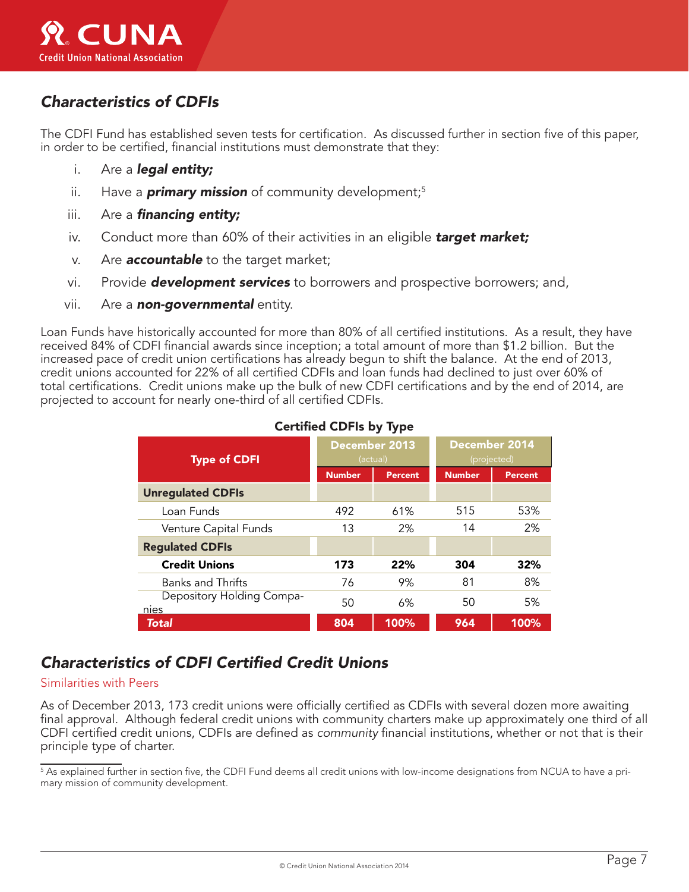## Characteristics of CDFIs

The CDFI Fund has established seven tests for certification. As discussed further in section five of this paper, in order to be certified, financial institutions must demonstrate that they:

i. Are a ***legal entity;***

ii. Have a ***primary mission*** of community development;[5]

iii. Are a ***financing entity;***

iv. Conduct more than 60% of their activities in an eligible ***target market;***

v. Are ***accountable*** to the target market;

vi. Provide ***development services*** to borrowers and prospective borrowers; and,

vii. Are a ***non-governmental*** entity.

Loan Funds have historically accounted for more than 80% of all certified institutions. As a result, they have received 84% of CDFI financial awards since inception; a total amount of more than $1.2 billion. But the increased pace of credit union certifications has already begun to shift the balance. At the end of 2013, credit unions accounted for 22% of all certified CDFIs and loan funds had declined to just over 60% of total certifications. Credit unions make up the bulk of new CDFI certifications and by the end of 2014, are projected to account for nearly one-third of all certified CDFIs.

**Certified CDFIs by Type**

| Type of CDFI | December 2013 (actual) | | December 2014 (projected) | |
|---|---|---|---|---|
| | Number | Percent | Number | Percent |
| **Unregulated CDFIs** | | | | |
| Loan Funds | 492 | 61% | 515 | 53% |
| Venture Capital Funds | 13 | 2% | 14 | 2% |
| **Regulated CDFIs** | | | | |
| **Credit Unions** | **173** | **22%** | **304** | **32%** |
| Banks and Thrifts | 76 | 9% | 81 | 8% |
| Depository Holding Companies | 50 | 6% | 50 | 5% |
| ***Total*** | **804** | **100%** | **964** | **100%** |

## Characteristics of CDFI Certified Credit Unions

### Similarities with Peers

As of December 2013, 173 credit unions were officially certified as CDFIs with several dozen more awaiting final approval. Although federal credit unions with community charters make up approximately one third of all CDFI certified credit unions, CDFIs are defined as *community* financial institutions, whether or not that is their principle type of charter.

[5] As explained further in section five, the CDFI Fund deems all credit unions with low-income designations from NCUA to have a primary mission of community development.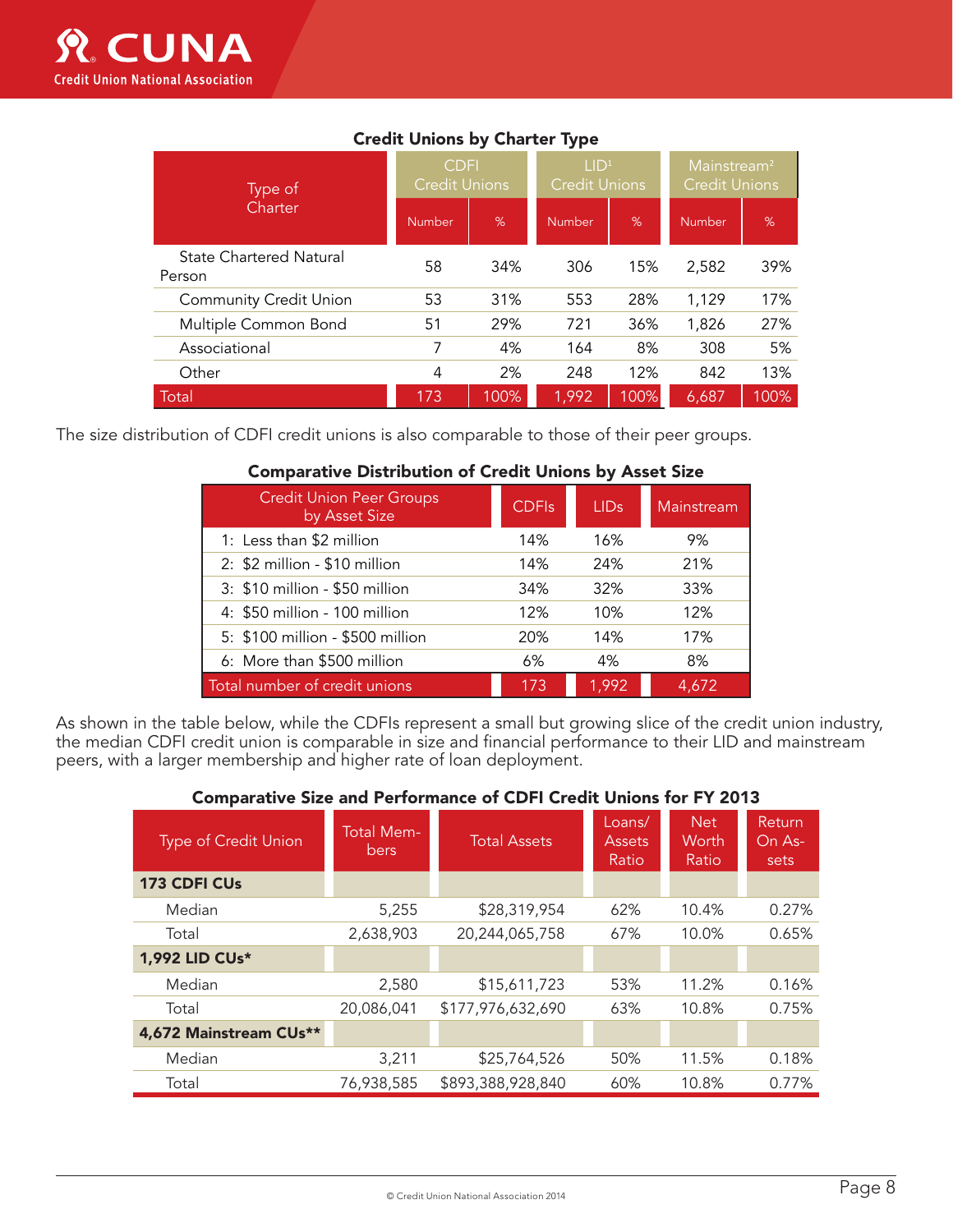**Credit Unions by Charter Type**

| Type of Charter | CDFI Credit Unions | | LID[1] Credit Unions | | Mainstream[2] Credit Unions | |
|---|---|---|---|---|---|---|
| | Number | % | Number | % | Number | % |
| State Chartered Natural Person | 58 | 34% | 306 | 15% | 2,582 | 39% |
| Community Credit Union | 53 | 31% | 553 | 28% | 1,129 | 17% |
| Multiple Common Bond | 51 | 29% | 721 | 36% | 1,826 | 27% |
| Associational | 7 | 4% | 164 | 8% | 308 | 5% |
| Other | 4 | 2% | 248 | 12% | 842 | 13% |
| Total | 173 | 100% | 1,992 | 100% | 6,687 | 100% |

The size distribution of CDFI credit unions is also comparable to those of their peer groups.

**Comparative Distribution of Credit Unions by Asset Size**

| Credit Union Peer Groups by Asset Size | CDFIs | LIDs | Mainstream |
|---|---|---|---|
| 1: Less than $2 million | 14% | 16% | 9% |
| 2: $2 million - $10 million | 14% | 24% | 21% |
| 3: $10 million - $50 million | 34% | 32% | 33% |
| 4: $50 million - 100 million | 12% | 10% | 12% |
| 5: $100 million - $500 million | 20% | 14% | 17% |
| 6: More than $500 million | 6% | 4% | 8% |
| Total number of credit unions | 173 | 1,992 | 4,672 |

As shown in the table below, while the CDFIs represent a small but growing slice of the credit union industry, the median CDFI credit union is comparable in size and financial performance to their LID and mainstream peers, with a larger membership and higher rate of loan deployment.

**Comparative Size and Performance of CDFI Credit Unions for FY 2013**

| Type of Credit Union | Total Members | Total Assets | Loans/ Assets Ratio | Net Worth Ratio | Return On Assets |
|---|---|---|---|---|---|
| **173 CDFI CUs** | | | | | |
| Median | 5,255 | $28,319,954 | 62% | 10.4% | 0.27% |
| Total | 2,638,903 | 20,244,065,758 | 67% | 10.0% | 0.65% |
| **1,992 LID CUs*** | | | | | |
| Median | 2,580 | $15,611,723 | 53% | 11.2% | 0.16% |
| Total | 20,086,041 | $177,976,632,690 | 63% | 10.8% | 0.75% |
| **4,672 Mainstream CUs**** | | | | | |
| Median | 3,211 | $25,764,526 | 50% | 11.5% | 0.18% |
| Total | 76,938,585 | $893,388,928,840 | 60% | 10.8% | 0.77% |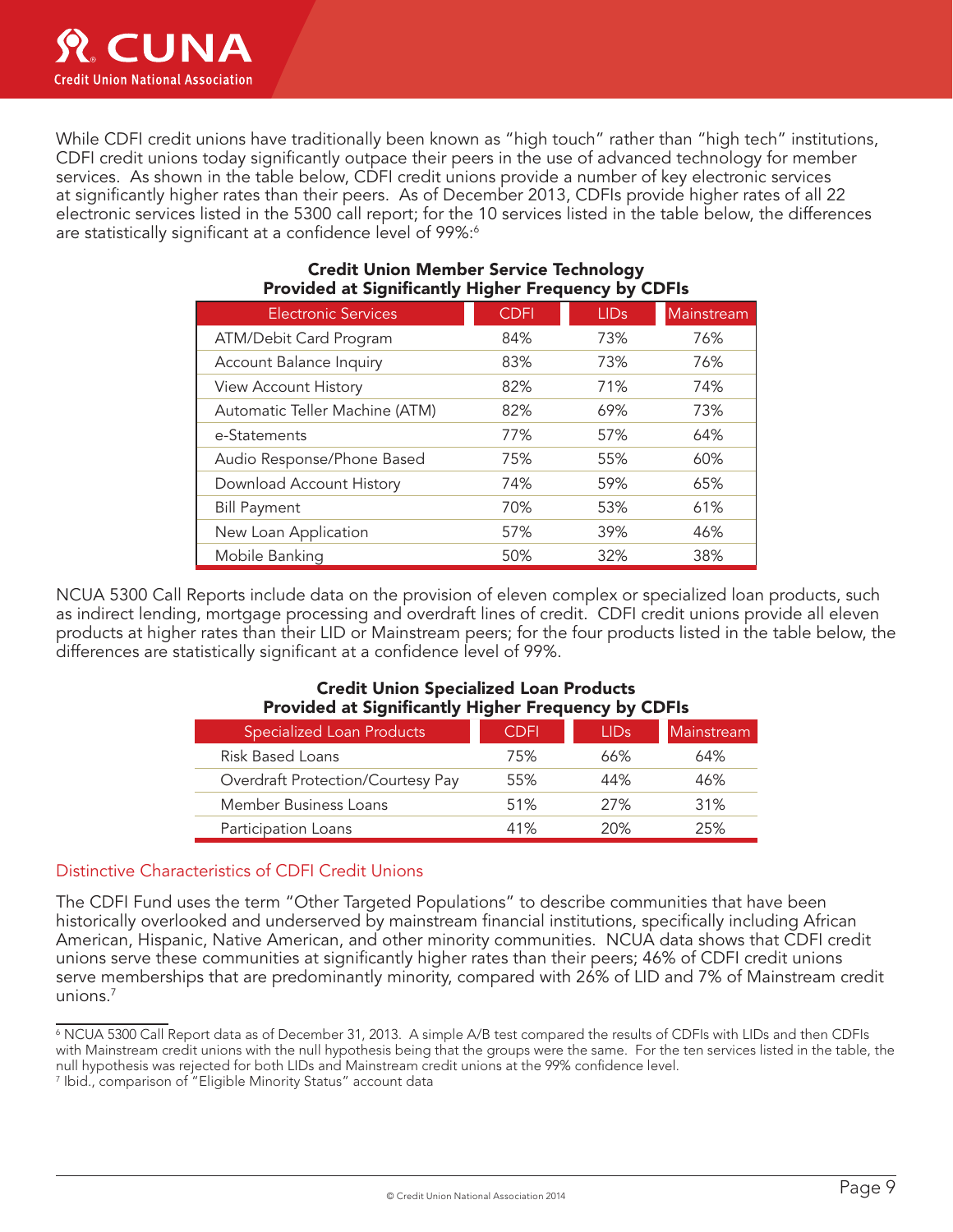While CDFI credit unions have traditionally been known as "high touch" rather than "high tech" institutions, CDFI credit unions today significantly outpace their peers in the use of advanced technology for member services. As shown in the table below, CDFI credit unions provide a number of key electronic services at significantly higher rates than their peers. As of December 2013, CDFIs provide higher rates of all 22 electronic services listed in the 5300 call report; for the 10 services listed in the table below, the differences are statistically significant at a confidence level of 99%:[6]

**Credit Union Member Service Technology Provided at Significantly Higher Frequency by CDFIs**

| Electronic Services | CDFI | LIDs | Mainstream |
|---|---|---|---|
| ATM/Debit Card Program | 84% | 73% | 76% |
| Account Balance Inquiry | 83% | 73% | 76% |
| View Account History | 82% | 71% | 74% |
| Automatic Teller Machine (ATM) | 82% | 69% | 73% |
| e-Statements | 77% | 57% | 64% |
| Audio Response/Phone Based | 75% | 55% | 60% |
| Download Account History | 74% | 59% | 65% |
| Bill Payment | 70% | 53% | 61% |
| New Loan Application | 57% | 39% | 46% |
| Mobile Banking | 50% | 32% | 38% |

NCUA 5300 Call Reports include data on the provision of eleven complex or specialized loan products, such as indirect lending, mortgage processing and overdraft lines of credit. CDFI credit unions provide all eleven products at higher rates than their LID or Mainstream peers; for the four products listed in the table below, the differences are statistically significant at a confidence level of 99%.

**Credit Union Specialized Loan Products Provided at Significantly Higher Frequency by CDFIs**

| Specialized Loan Products | CDFI | LIDs | Mainstream |
|---|---|---|---|
| Risk Based Loans | 75% | 66% | 64% |
| Overdraft Protection/Courtesy Pay | 55% | 44% | 46% |
| Member Business Loans | 51% | 27% | 31% |
| Participation Loans | 41% | 20% | 25% |

## Distinctive Characteristics of CDFI Credit Unions

The CDFI Fund uses the term "Other Targeted Populations" to describe communities that have been historically overlooked and underserved by mainstream financial institutions, specifically including African American, Hispanic, Native American, and other minority communities. NCUA data shows that CDFI credit unions serve these communities at significantly higher rates than their peers; 46% of CDFI credit unions serve memberships that are predominantly minority, compared with 26% of LID and 7% of Mainstream credit unions.[7]

---

[6] NCUA 5300 Call Report data as of December 31, 2013. A simple A/B test compared the results of CDFIs with LIDs and then CDFIs with Mainstream credit unions with the null hypothesis being that the groups were the same. For the ten services listed in the table, the null hypothesis was rejected for both LIDs and Mainstream credit unions at the 99% confidence level.

[7] Ibid., comparison of "Eligible Minority Status" account data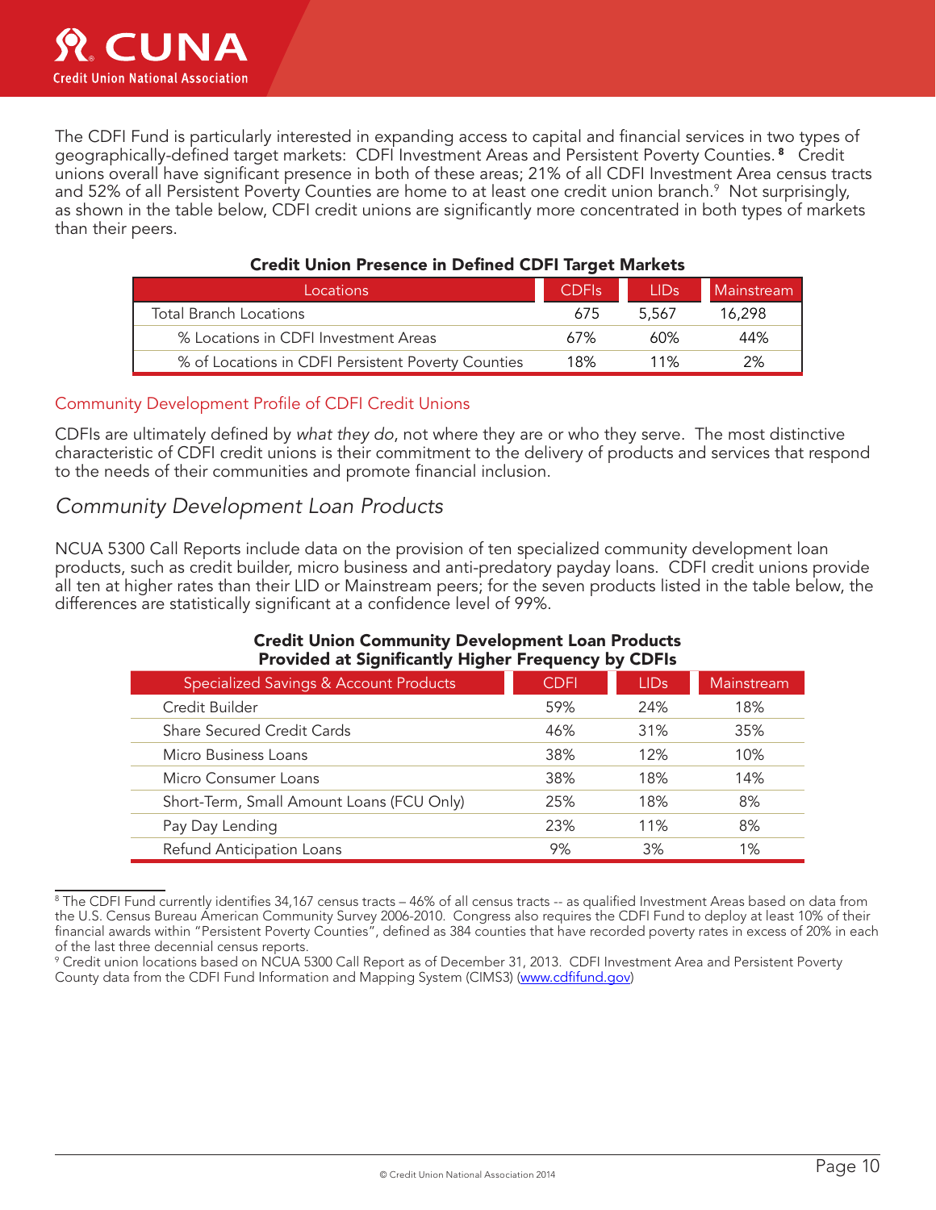The CDFI Fund is particularly interested in expanding access to capital and financial services in two types of geographically-defined target markets: CDFI Investment Areas and Persistent Poverty Counties.[8] Credit unions overall have significant presence in both of these areas; 21% of all CDFI Investment Area census tracts and 52% of all Persistent Poverty Counties are home to at least one credit union branch.[9] Not surprisingly, as shown in the table below, CDFI credit unions are significantly more concentrated in both types of markets than their peers.

**Credit Union Presence in Defined CDFI Target Markets**

| Locations | CDFIs | LIDs | Mainstream |
|---|---|---|---|
| Total Branch Locations | 675 | 5,567 | 16,298 |
| % Locations in CDFI Investment Areas | 67% | 60% | 44% |
| % of Locations in CDFI Persistent Poverty Counties | 18% | 11% | 2% |

## Community Development Profile of CDFI Credit Unions

CDFIs are ultimately defined by *what they do*, not where they are or who they serve. The most distinctive characteristic of CDFI credit unions is their commitment to the delivery of products and services that respond to the needs of their communities and promote financial inclusion.

### *Community Development Loan Products*

NCUA 5300 Call Reports include data on the provision of ten specialized community development loan products, such as credit builder, micro business and anti-predatory payday loans. CDFI credit unions provide all ten at higher rates than their LID or Mainstream peers; for the seven products listed in the table below, the differences are statistically significant at a confidence level of 99%.

**Credit Union Community Development Loan Products Provided at Significantly Higher Frequency by CDFIs**

| Specialized Savings & Account Products | CDFI | LIDs | Mainstream |
|---|---|---|---|
| Credit Builder | 59% | 24% | 18% |
| Share Secured Credit Cards | 46% | 31% | 35% |
| Micro Business Loans | 38% | 12% | 10% |
| Micro Consumer Loans | 38% | 18% | 14% |
| Short-Term, Small Amount Loans (FCU Only) | 25% | 18% | 8% |
| Pay Day Lending | 23% | 11% | 8% |
| Refund Anticipation Loans | 9% | 3% | 1% |

---

[8] The CDFI Fund currently identifies 34,167 census tracts – 46% of all census tracts -- as qualified Investment Areas based on data from the U.S. Census Bureau American Community Survey 2006-2010. Congress also requires the CDFI Fund to deploy at least 10% of their financial awards within "Persistent Poverty Counties", defined as 384 counties that have recorded poverty rates in excess of 20% in each of the last three decennial census reports.

[9] Credit union locations based on NCUA 5300 Call Report as of December 31, 2013. CDFI Investment Area and Persistent Poverty County data from the CDFI Fund Information and Mapping System (CIMS3) (www.cdfifund.gov)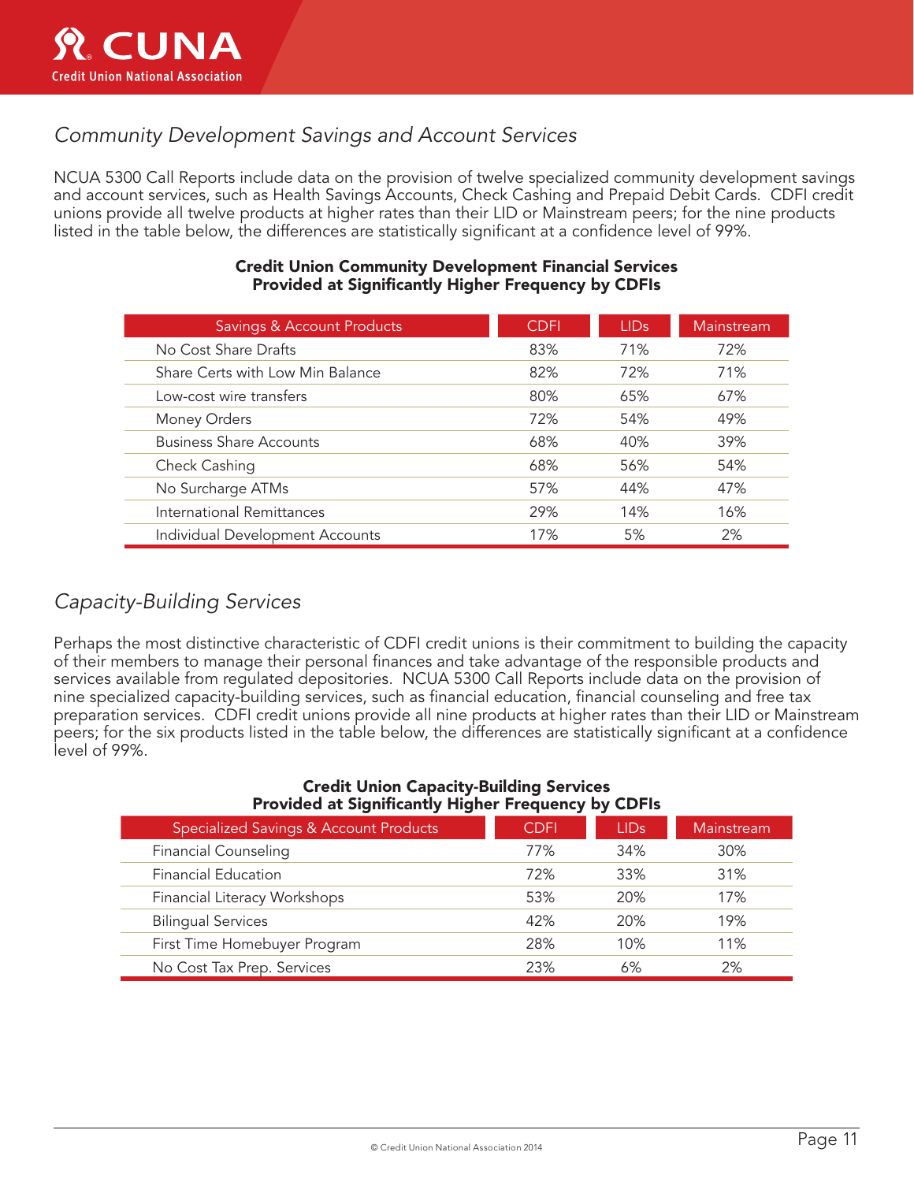## *Community Development Savings and Account Services*

NCUA 5300 Call Reports include data on the provision of twelve specialized community development savings and account services, such as Health Savings Accounts, Check Cashing and Prepaid Debit Cards. CDFI credit unions provide all twelve products at higher rates than their LID or Mainstream peers; for the nine products listed in the table below, the differences are statistically significant at a confidence level of 99%.

**Credit Union Community Development Financial Services Provided at Significantly Higher Frequency by CDFIs**

| Savings & Account Products | CDFI | LIDs | Mainstream |
|---|---|---|---|
| No Cost Share Drafts | 83% | 71% | 72% |
| Share Certs with Low Min Balance | 82% | 72% | 71% |
| Low-cost wire transfers | 80% | 65% | 67% |
| Money Orders | 72% | 54% | 49% |
| Business Share Accounts | 68% | 40% | 39% |
| Check Cashing | 68% | 56% | 54% |
| No Surcharge ATMs | 57% | 44% | 47% |
| International Remittances | 29% | 14% | 16% |
| Individual Development Accounts | 17% | 5% | 2% |

## *Capacity-Building Services*

Perhaps the most distinctive characteristic of CDFI credit unions is their commitment to building the capacity of their members to manage their personal finances and take advantage of the responsible products and services available from regulated depositories. NCUA 5300 Call Reports include data on the provision of nine specialized capacity-building services, such as financial education, financial counseling and free tax preparation services. CDFI credit unions provide all nine products at higher rates than their LID or Mainstream peers; for the six products listed in the table below, the differences are statistically significant at a confidence level of 99%.

**Credit Union Capacity-Building Services Provided at Significantly Higher Frequency by CDFIs**

| Specialized Savings & Account Products | CDFI | LIDs | Mainstream |
|---|---|---|---|
| Financial Counseling | 77% | 34% | 30% |
| Financial Education | 72% | 33% | 31% |
| Financial Literacy Workshops | 53% | 20% | 17% |
| Bilingual Services | 42% | 20% | 19% |
| First Time Homebuyer Program | 28% | 10% | 11% |
| No Cost Tax Prep. Services | 23% | 6% | 2% |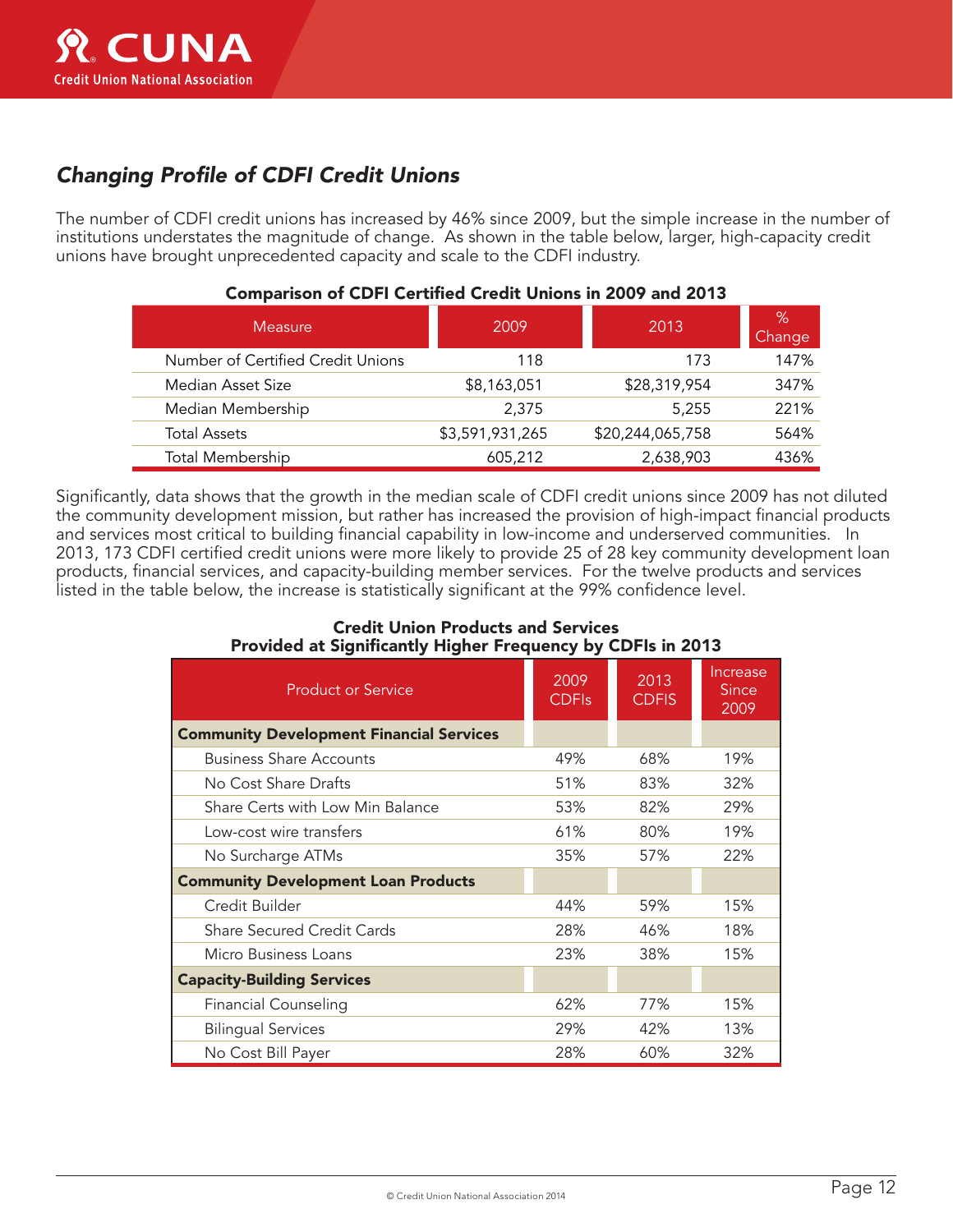## *Changing Profile of CDFI Credit Unions*

The number of CDFI credit unions has increased by 46% since 2009, but the simple increase in the number of institutions understates the magnitude of change. As shown in the table below, larger, high-capacity credit unions have brought unprecedented capacity and scale to the CDFI industry.

**Comparison of CDFI Certified Credit Unions in 2009 and 2013**

| Measure | 2009 | 2013 | % Change |
|---|---|---|---|
| Number of Certified Credit Unions | 118 | 173 | 147% |
| Median Asset Size | $8,163,051 | $28,319,954 | 347% |
| Median Membership | 2,375 | 5,255 | 221% |
| Total Assets | $3,591,931,265 | $20,244,065,758 | 564% |
| Total Membership | 605,212 | 2,638,903 | 436% |

Significantly, data shows that the growth in the median scale of CDFI credit unions since 2009 has not diluted the community development mission, but rather has increased the provision of high-impact financial products and services most critical to building financial capability in low-income and underserved communities. In 2013, 173 CDFI certified credit unions were more likely to provide 25 of 28 key community development loan products, financial services, and capacity-building member services. For the twelve products and services listed in the table below, the increase is statistically significant at the 99% confidence level.

**Credit Union Products and Services**
**Provided at Significantly Higher Frequency by CDFIs in 2013**

| Product or Service | 2009 CDFIs | 2013 CDFIS | Increase Since 2009 |
|---|---|---|---|
| **Community Development Financial Services** | | | |
| Business Share Accounts | 49% | 68% | 19% |
| No Cost Share Drafts | 51% | 83% | 32% |
| Share Certs with Low Min Balance | 53% | 82% | 29% |
| Low-cost wire transfers | 61% | 80% | 19% |
| No Surcharge ATMs | 35% | 57% | 22% |
| **Community Development Loan Products** | | | |
| Credit Builder | 44% | 59% | 15% |
| Share Secured Credit Cards | 28% | 46% | 18% |
| Micro Business Loans | 23% | 38% | 15% |
| **Capacity-Building Services** | | | |
| Financial Counseling | 62% | 77% | 15% |
| Bilingual Services | 29% | 42% | 13% |
| No Cost Bill Payer | 28% | 60% | 32% |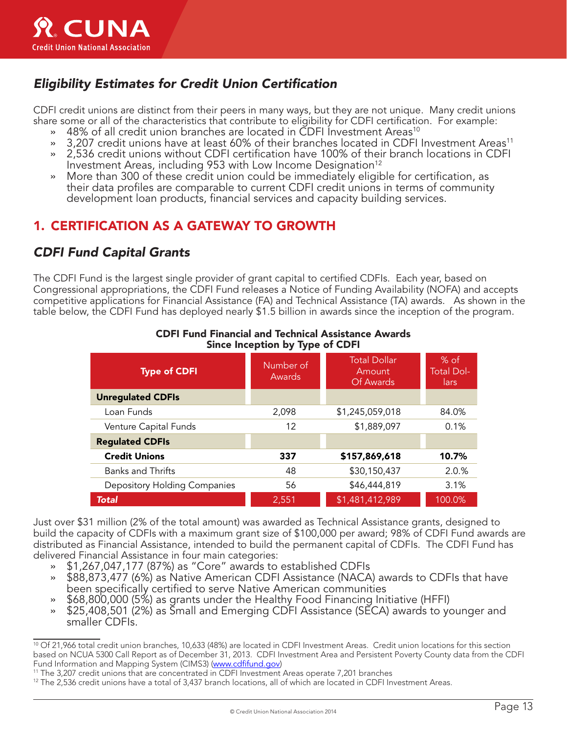## *Eligibility Estimates for Credit Union Certification*

CDFI credit unions are distinct from their peers in many ways, but they are not unique. Many credit unions share some or all of the characteristics that contribute to eligibility for CDFI certification. For example:

- 48% of all credit union branches are located in CDFI Investment Areas[10]
- 3,207 credit unions have at least 60% of their branches located in CDFI Investment Areas[11]
- 2,536 credit unions without CDFI certification have 100% of their branch locations in CDFI Investment Areas, including 953 with Low Income Designation[12]
- More than 300 of these credit union could be immediately eligible for certification, as their data profiles are comparable to current CDFI credit unions in terms of community development loan products, financial services and capacity building services.

# 1. CERTIFICATION AS A GATEWAY TO GROWTH

## *CDFI Fund Capital Grants*

The CDFI Fund is the largest single provider of grant capital to certified CDFIs. Each year, based on Congressional appropriations, the CDFI Fund releases a Notice of Funding Availability (NOFA) and accepts competitive applications for Financial Assistance (FA) and Technical Assistance (TA) awards. As shown in the table below, the CDFI Fund has deployed nearly $1.5 billion in awards since the inception of the program.

**CDFI Fund Financial and Technical Assistance Awards Since Inception by Type of CDFI**

| Type of CDFI | Number of Awards | Total Dollar Amount Of Awards | % of Total Dollars |
|---|---|---|---|
| **Unregulated CDFIs** | | | |
| Loan Funds | 2,098 | $1,245,059,018 | 84.0% |
| Venture Capital Funds | 12 | $1,889,097 | 0.1% |
| **Regulated CDFIs** | | | |
| **Credit Unions** | **337** | **$157,869,618** | **10.7%** |
| Banks and Thrifts | 48 | $30,150,437 | 2.0.% |
| Depository Holding Companies | 56 | $46,444,819 | 3.1% |
| ***Total*** | 2,551 | $1,481,412,989 | 100.0% |

Just over $31 million (2% of the total amount) was awarded as Technical Assistance grants, designed to build the capacity of CDFIs with a maximum grant size of $100,000 per award; 98% of CDFI Fund awards are distributed as Financial Assistance, intended to build the permanent capital of CDFIs. The CDFI Fund has delivered Financial Assistance in four main categories:

- $1,267,047,177 (87%) as "Core" awards to established CDFIs
- $88,873,477 (6%) as Native American CDFI Assistance (NACA) awards to CDFIs that have been specifically certified to serve Native American communities
- $68,800,000 (5%) as grants under the Healthy Food Financing Initiative (HFFI)
- $25,408,501 (2%) as Small and Emerging CDFI Assistance (SECA) awards to younger and smaller CDFIs.

---

[10] Of 21,966 total credit union branches, 10,633 (48%) are located in CDFI Investment Areas. Credit union locations for this section based on NCUA 5300 Call Report as of December 31, 2013. CDFI Investment Area and Persistent Poverty County data from the CDFI Fund Information and Mapping System (CIMS3) (www.cdfifund.gov)

[11] The 3,207 credit unions that are concentrated in CDFI Investment Areas operate 7,201 branches

[12] The 2,536 credit unions have a total of 3,437 branch locations, all of which are located in CDFI Investment Areas.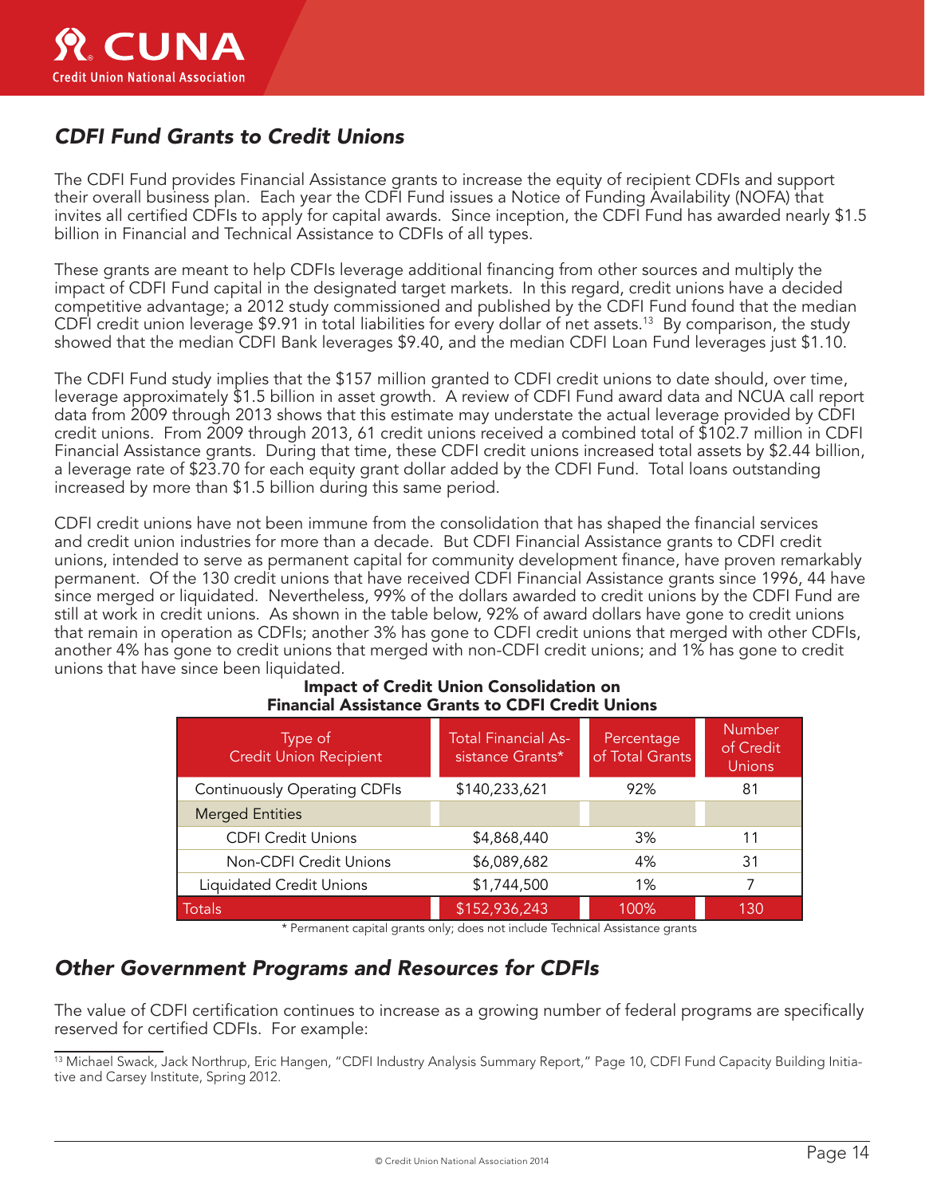## *CDFI Fund Grants to Credit Unions*

The CDFI Fund provides Financial Assistance grants to increase the equity of recipient CDFIs and support their overall business plan. Each year the CDFI Fund issues a Notice of Funding Availability (NOFA) that invites all certified CDFIs to apply for capital awards. Since inception, the CDFI Fund has awarded nearly $1.5 billion in Financial and Technical Assistance to CDFIs of all types.

These grants are meant to help CDFIs leverage additional financing from other sources and multiply the impact of CDFI Fund capital in the designated target markets. In this regard, credit unions have a decided competitive advantage; a 2012 study commissioned and published by the CDFI Fund found that the median CDFI credit union leverage $9.91 in total liabilities for every dollar of net assets.[13] By comparison, the study showed that the median CDFI Bank leverages $9.40, and the median CDFI Loan Fund leverages just $1.10.

The CDFI Fund study implies that the $157 million granted to CDFI credit unions to date should, over time, leverage approximately $1.5 billion in asset growth. A review of CDFI Fund award data and NCUA call report data from 2009 through 2013 shows that this estimate may understate the actual leverage provided by CDFI credit unions. From 2009 through 2013, 61 credit unions received a combined total of $102.7 million in CDFI Financial Assistance grants. During that time, these CDFI credit unions increased total assets by $2.44 billion, a leverage rate of $23.70 for each equity grant dollar added by the CDFI Fund. Total loans outstanding increased by more than $1.5 billion during this same period.

CDFI credit unions have not been immune from the consolidation that has shaped the financial services and credit union industries for more than a decade. But CDFI Financial Assistance grants to CDFI credit unions, intended to serve as permanent capital for community development finance, have proven remarkably permanent. Of the 130 credit unions that have received CDFI Financial Assistance grants since 1996, 44 have since merged or liquidated. Nevertheless, 99% of the dollars awarded to credit unions by the CDFI Fund are still at work in credit unions. As shown in the table below, 92% of award dollars have gone to credit unions that remain in operation as CDFIs; another 3% has gone to CDFI credit unions that merged with other CDFIs, another 4% has gone to credit unions that merged with non-CDFI credit unions; and 1% has gone to credit unions that have since been liquidated.

**Impact of Credit Union Consolidation on Financial Assistance Grants to CDFI Credit Unions**

| Type of Credit Union Recipient | Total Financial Assistance Grants* | Percentage of Total Grants | Number of Credit Unions |
|---|---|---|---|
| Continuously Operating CDFIs | $140,233,621 | 92% | 81 |
| Merged Entities | | | |
| CDFI Credit Unions | $4,868,440 | 3% | 11 |
| Non-CDFI Credit Unions | $6,089,682 | 4% | 31 |
| Liquidated Credit Unions | $1,744,500 | 1% | 7 |
| Totals | $152,936,243 | 100% | 130 |

\* Permanent capital grants only; does not include Technical Assistance grants

## *Other Government Programs and Resources for CDFIs*

The value of CDFI certification continues to increase as a growing number of federal programs are specifically reserved for certified CDFIs. For example:

[13] Michael Swack, Jack Northrup, Eric Hangen, "CDFI Industry Analysis Summary Report," Page 10, CDFI Fund Capacity Building Initiative and Carsey Institute, Spring 2012.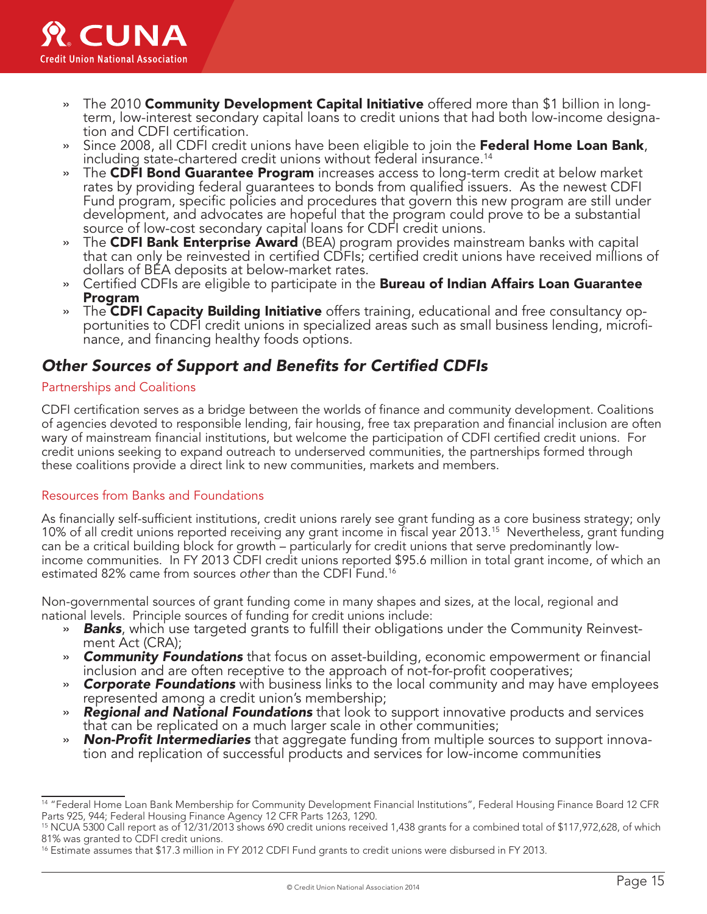- The 2010 **Community Development Capital Initiative** offered more than $1 billion in long-term, low-interest secondary capital loans to credit unions that had both low-income designation and CDFI certification.
- Since 2008, all CDFI credit unions have been eligible to join the **Federal Home Loan Bank**, including state-chartered credit unions without federal insurance.[14]
- The **CDFI Bond Guarantee Program** increases access to long-term credit at below market rates by providing federal guarantees to bonds from qualified issuers. As the newest CDFI Fund program, specific policies and procedures that govern this new program are still under development, and advocates are hopeful that the program could prove to be a substantial source of low-cost secondary capital loans for CDFI credit unions.
- The **CDFI Bank Enterprise Award** (BEA) program provides mainstream banks with capital that can only be reinvested in certified CDFIs; certified credit unions have received millions of dollars of BEA deposits at below-market rates.
- Certified CDFIs are eligible to participate in the **Bureau of Indian Affairs Loan Guarantee Program**
- The **CDFI Capacity Building Initiative** offers training, educational and free consultancy opportunities to CDFI credit unions in specialized areas such as small business lending, microfinance, and financing healthy foods options.

## *Other Sources of Support and Benefits for Certified CDFIs*

### Partnerships and Coalitions

CDFI certification serves as a bridge between the worlds of finance and community development. Coalitions of agencies devoted to responsible lending, fair housing, free tax preparation and financial inclusion are often wary of mainstream financial institutions, but welcome the participation of CDFI certified credit unions. For credit unions seeking to expand outreach to underserved communities, the partnerships formed through these coalitions provide a direct link to new communities, markets and members.

### Resources from Banks and Foundations

As financially self-sufficient institutions, credit unions rarely see grant funding as a core business strategy; only 10% of all credit unions reported receiving any grant income in fiscal year 2013.[15] Nevertheless, grant funding can be a critical building block for growth – particularly for credit unions that serve predominantly low-income communities. In FY 2013 CDFI credit unions reported $95.6 million in total grant income, of which an estimated 82% came from sources *other* than the CDFI Fund.[16]

Non-governmental sources of grant funding come in many shapes and sizes, at the local, regional and national levels. Principle sources of funding for credit unions include:

- ***Banks***, which use targeted grants to fulfill their obligations under the Community Reinvestment Act (CRA);
- ***Community Foundations*** that focus on asset-building, economic empowerment or financial inclusion and are often receptive to the approach of not-for-profit cooperatives;
- ***Corporate Foundations*** with business links to the local community and may have employees represented among a credit union's membership;
- ***Regional and National Foundations*** that look to support innovative products and services that can be replicated on a much larger scale in other communities;
- ***Non-Profit Intermediaries*** that aggregate funding from multiple sources to support innovation and replication of successful products and services for low-income communities

---

[14] "Federal Home Loan Bank Membership for Community Development Financial Institutions", Federal Housing Finance Board 12 CFR Parts 925, 944; Federal Housing Finance Agency 12 CFR Parts 1263, 1290.

[15] NCUA 5300 Call report as of 12/31/2013 shows 690 credit unions received 1,438 grants for a combined total of $117,972,628, of which 81% was granted to CDFI credit unions.

[16] Estimate assumes that $17.3 million in FY 2012 CDFI Fund grants to credit unions were disbursed in FY 2013.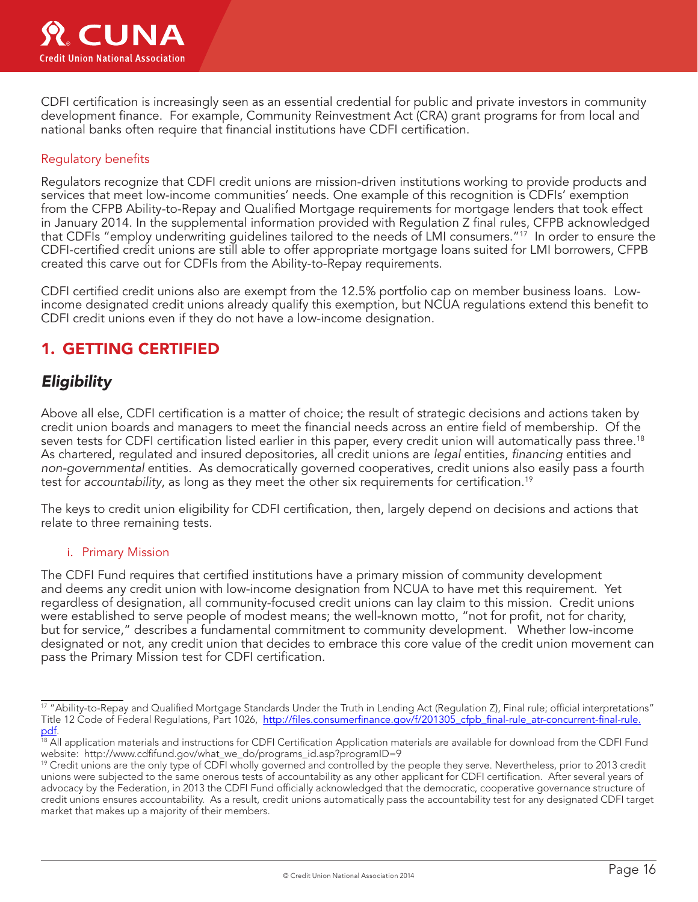CDFI certification is increasingly seen as an essential credential for public and private investors in community development finance. For example, Community Reinvestment Act (CRA) grant programs for from local and national banks often require that financial institutions have CDFI certification.

### Regulatory benefits

Regulators recognize that CDFI credit unions are mission-driven institutions working to provide products and services that meet low-income communities' needs. One example of this recognition is CDFIs' exemption from the CFPB Ability-to-Repay and Qualified Mortgage requirements for mortgage lenders that took effect in January 2014. In the supplemental information provided with Regulation Z final rules, CFPB acknowledged that CDFIs "employ underwriting guidelines tailored to the needs of LMI consumers."[17] In order to ensure the CDFI-certified credit unions are still able to offer appropriate mortgage loans suited for LMI borrowers, CFPB created this carve out for CDFIs from the Ability-to-Repay requirements.

CDFI certified credit unions also are exempt from the 12.5% portfolio cap on member business loans. Low-income designated credit unions already qualify this exemption, but NCUA regulations extend this benefit to CDFI credit unions even if they do not have a low-income designation.

## 1. GETTING CERTIFIED

### *Eligibility*

Above all else, CDFI certification is a matter of choice; the result of strategic decisions and actions taken by credit union boards and managers to meet the financial needs across an entire field of membership. Of the seven tests for CDFI certification listed earlier in this paper, every credit union will automatically pass three.[18] As chartered, regulated and insured depositories, all credit unions are *legal* entities, *financing* entities and *non-governmental* entities. As democratically governed cooperatives, credit unions also easily pass a fourth test for *accountability*, as long as they meet the other six requirements for certification.[19]

The keys to credit union eligibility for CDFI certification, then, largely depend on decisions and actions that relate to three remaining tests.

#### i. Primary Mission

The CDFI Fund requires that certified institutions have a primary mission of community development and deems any credit union with low-income designation from NCUA to have met this requirement. Yet regardless of designation, all community-focused credit unions can lay claim to this mission. Credit unions were established to serve people of modest means; the well-known motto, "not for profit, not for charity, but for service," describes a fundamental commitment to community development. Whether low-income designated or not, any credit union that decides to embrace this core value of the credit union movement can pass the Primary Mission test for CDFI certification.

---

[17] "Ability-to-Repay and Qualified Mortgage Standards Under the Truth in Lending Act (Regulation Z), Final rule; official interpretations" Title 12 Code of Federal Regulations, Part 1026, http://files.consumerfinance.gov/f/201305_cfpb_final-rule_atr-concurrent-final-rule.pdf.

[18] All application materials and instructions for CDFI Certification Application materials are available for download from the CDFI Fund website: http://www.cdfifund.gov/what_we_do/programs_id.asp?programID=9

[19] Credit unions are the only type of CDFI wholly governed and controlled by the people they serve. Nevertheless, prior to 2013 credit unions were subjected to the same onerous tests of accountability as any other applicant for CDFI certification. After several years of advocacy by the Federation, in 2013 the CDFI Fund officially acknowledged that the democratic, cooperative governance structure of credit unions ensures accountability. As a result, credit unions automatically pass the accountability test for any designated CDFI target market that makes up a majority of their members.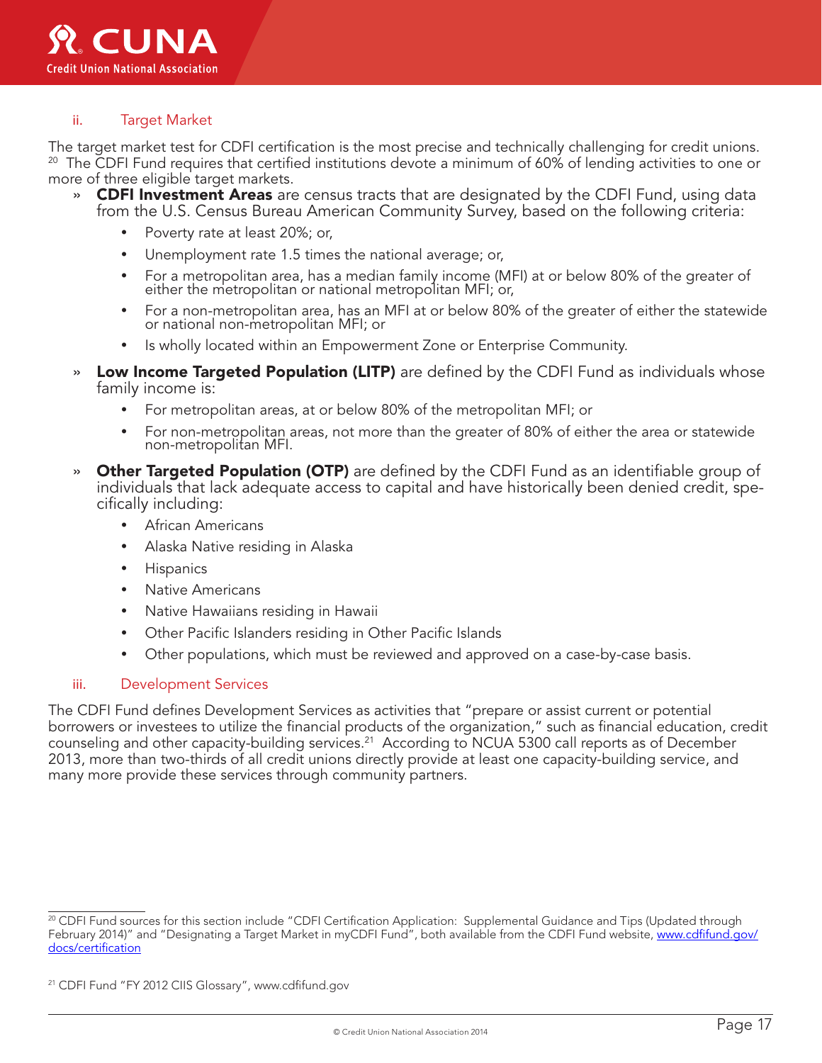### ii. Target Market

The target market test for CDFI certification is the most precise and technically challenging for credit unions.[20] The CDFI Fund requires that certified institutions devote a minimum of 60% of lending activities to one or more of three eligible target markets.

- **CDFI Investment Areas** are census tracts that are designated by the CDFI Fund, using data from the U.S. Census Bureau American Community Survey, based on the following criteria:
  - Poverty rate at least 20%; or,
  - Unemployment rate 1.5 times the national average; or,
  - For a metropolitan area, has a median family income (MFI) at or below 80% of the greater of either the metropolitan or national metropolitan MFI; or,
  - For a non-metropolitan area, has an MFI at or below 80% of the greater of either the statewide or national non-metropolitan MFI; or
  - Is wholly located within an Empowerment Zone or Enterprise Community.
- **Low Income Targeted Population (LITP)** are defined by the CDFI Fund as individuals whose family income is:
  - For metropolitan areas, at or below 80% of the metropolitan MFI; or
  - For non-metropolitan areas, not more than the greater of 80% of either the area or statewide non-metropolitan MFI.
- **Other Targeted Population (OTP)** are defined by the CDFI Fund as an identifiable group of individuals that lack adequate access to capital and have historically been denied credit, specifically including:
  - African Americans
  - Alaska Native residing in Alaska
  - Hispanics
  - Native Americans
  - Native Hawaiians residing in Hawaii
  - Other Pacific Islanders residing in Other Pacific Islands
  - Other populations, which must be reviewed and approved on a case-by-case basis.

### iii. Development Services

The CDFI Fund defines Development Services as activities that "prepare or assist current or potential borrowers or investees to utilize the financial products of the organization," such as financial education, credit counseling and other capacity-building services.[21] According to NCUA 5300 call reports as of December 2013, more than two-thirds of all credit unions directly provide at least one capacity-building service, and many more provide these services through community partners.

---

[20] CDFI Fund sources for this section include "CDFI Certification Application: Supplemental Guidance and Tips (Updated through February 2014)" and "Designating a Target Market in myCDFI Fund", both available from the CDFI Fund website, [www.cdfifund.gov/docs/certification](www.cdfifund.gov/docs/certification)

[21] CDFI Fund "FY 2012 CIIS Glossary", www.cdfifund.gov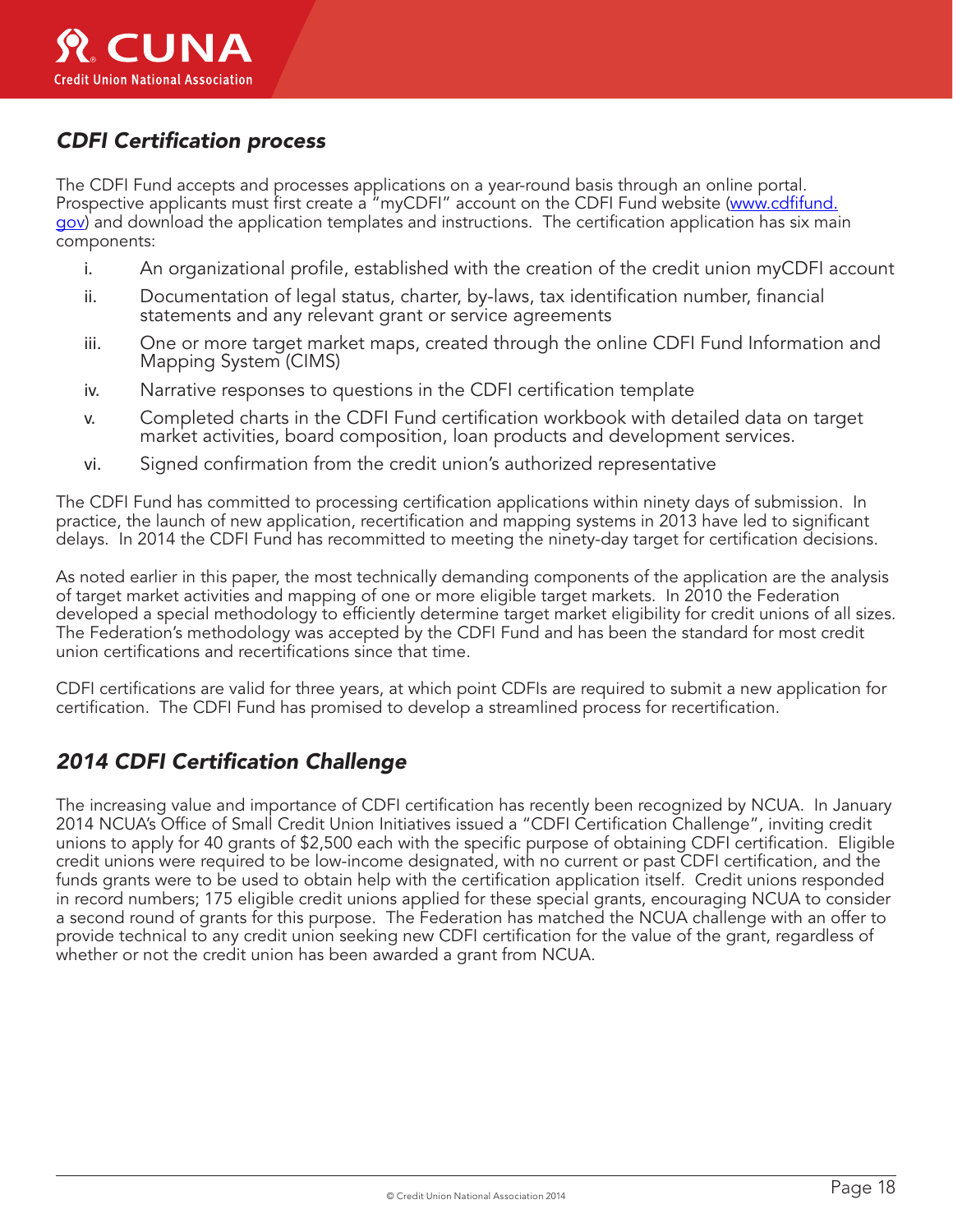## *CDFI Certification process*

The CDFI Fund accepts and processes applications on a year-round basis through an online portal. Prospective applicants must first create a "myCDFI" account on the CDFI Fund website ([www.cdfifund.gov](http://www.cdfifund.gov)) and download the application templates and instructions. The certification application has six main components:

i. An organizational profile, established with the creation of the credit union myCDFI account

ii. Documentation of legal status, charter, by-laws, tax identification number, financial statements and any relevant grant or service agreements

iii. One or more target market maps, created through the online CDFI Fund Information and Mapping System (CIMS)

iv. Narrative responses to questions in the CDFI certification template

v. Completed charts in the CDFI Fund certification workbook with detailed data on target market activities, board composition, loan products and development services.

vi. Signed confirmation from the credit union's authorized representative

The CDFI Fund has committed to processing certification applications within ninety days of submission. In practice, the launch of new application, recertification and mapping systems in 2013 have led to significant delays. In 2014 the CDFI Fund has recommitted to meeting the ninety-day target for certification decisions.

As noted earlier in this paper, the most technically demanding components of the application are the analysis of target market activities and mapping of one or more eligible target markets. In 2010 the Federation developed a special methodology to efficiently determine target market eligibility for credit unions of all sizes. The Federation's methodology was accepted by the CDFI Fund and has been the standard for most credit union certifications and recertifications since that time.

CDFI certifications are valid for three years, at which point CDFIs are required to submit a new application for certification. The CDFI Fund has promised to develop a streamlined process for recertification.

## *2014 CDFI Certification Challenge*

The increasing value and importance of CDFI certification has recently been recognized by NCUA. In January 2014 NCUA's Office of Small Credit Union Initiatives issued a "CDFI Certification Challenge", inviting credit unions to apply for 40 grants of $2,500 each with the specific purpose of obtaining CDFI certification. Eligible credit unions were required to be low-income designated, with no current or past CDFI certification, and the funds grants were to be used to obtain help with the certification application itself. Credit unions responded in record numbers; 175 eligible credit unions applied for these special grants, encouraging NCUA to consider a second round of grants for this purpose. The Federation has matched the NCUA challenge with an offer to provide technical to any credit union seeking new CDFI certification for the value of the grant, regardless of whether or not the credit union has been awarded a grant from NCUA.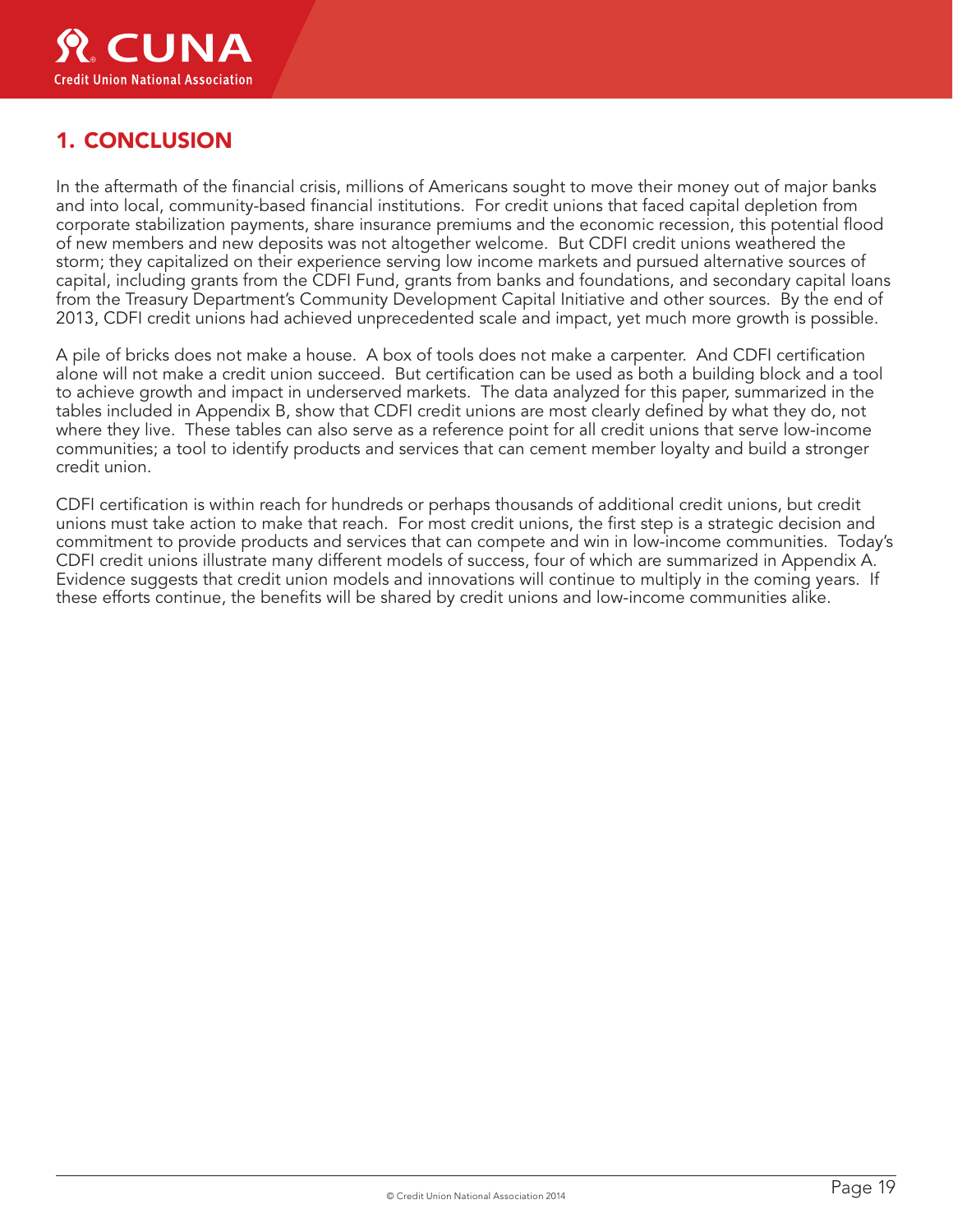# 1. CONCLUSION

In the aftermath of the financial crisis, millions of Americans sought to move their money out of major banks and into local, community-based financial institutions. For credit unions that faced capital depletion from corporate stabilization payments, share insurance premiums and the economic recession, this potential flood of new members and new deposits was not altogether welcome. But CDFI credit unions weathered the storm; they capitalized on their experience serving low income markets and pursued alternative sources of capital, including grants from the CDFI Fund, grants from banks and foundations, and secondary capital loans from the Treasury Department's Community Development Capital Initiative and other sources. By the end of 2013, CDFI credit unions had achieved unprecedented scale and impact, yet much more growth is possible.

A pile of bricks does not make a house. A box of tools does not make a carpenter. And CDFI certification alone will not make a credit union succeed. But certification can be used as both a building block and a tool to achieve growth and impact in underserved markets. The data analyzed for this paper, summarized in the tables included in Appendix B, show that CDFI credit unions are most clearly defined by what they do, not where they live. These tables can also serve as a reference point for all credit unions that serve low-income communities; a tool to identify products and services that can cement member loyalty and build a stronger credit union.

CDFI certification is within reach for hundreds or perhaps thousands of additional credit unions, but credit unions must take action to make that reach. For most credit unions, the first step is a strategic decision and commitment to provide products and services that can compete and win in low-income communities. Today's CDFI credit unions illustrate many different models of success, four of which are summarized in Appendix A. Evidence suggests that credit union models and innovations will continue to multiply in the coming years. If these efforts continue, the benefits will be shared by credit unions and low-income communities alike.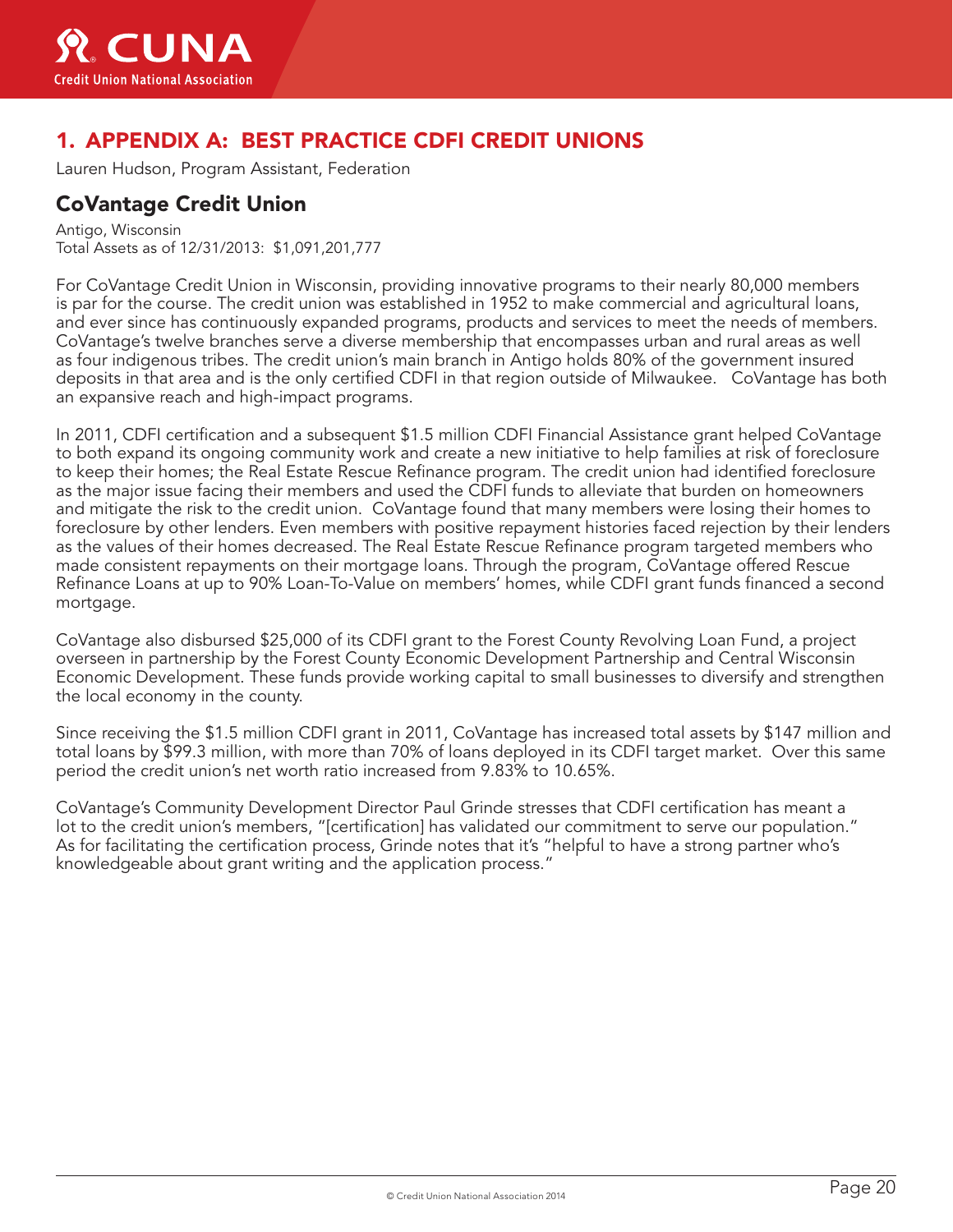# 1. APPENDIX A: BEST PRACTICE CDFI CREDIT UNIONS

Lauren Hudson, Program Assistant, Federation

## CoVantage Credit Union

Antigo, Wisconsin
Total Assets as of 12/31/2013: $1,091,201,777

For CoVantage Credit Union in Wisconsin, providing innovative programs to their nearly 80,000 members is par for the course. The credit union was established in 1952 to make commercial and agricultural loans, and ever since has continuously expanded programs, products and services to meet the needs of members. CoVantage's twelve branches serve a diverse membership that encompasses urban and rural areas as well as four indigenous tribes. The credit union's main branch in Antigo holds 80% of the government insured deposits in that area and is the only certified CDFI in that region outside of Milwaukee. CoVantage has both an expansive reach and high-impact programs.

In 2011, CDFI certification and a subsequent $1.5 million CDFI Financial Assistance grant helped CoVantage to both expand its ongoing community work and create a new initiative to help families at risk of foreclosure to keep their homes; the Real Estate Rescue Refinance program. The credit union had identified foreclosure as the major issue facing their members and used the CDFI funds to alleviate that burden on homeowners and mitigate the risk to the credit union. CoVantage found that many members were losing their homes to foreclosure by other lenders. Even members with positive repayment histories faced rejection by their lenders as the values of their homes decreased. The Real Estate Rescue Refinance program targeted members who made consistent repayments on their mortgage loans. Through the program, CoVantage offered Rescue Refinance Loans at up to 90% Loan-To-Value on members' homes, while CDFI grant funds financed a second mortgage.

CoVantage also disbursed $25,000 of its CDFI grant to the Forest County Revolving Loan Fund, a project overseen in partnership by the Forest County Economic Development Partnership and Central Wisconsin Economic Development. These funds provide working capital to small businesses to diversify and strengthen the local economy in the county.

Since receiving the $1.5 million CDFI grant in 2011, CoVantage has increased total assets by $147 million and total loans by $99.3 million, with more than 70% of loans deployed in its CDFI target market. Over this same period the credit union's net worth ratio increased from 9.83% to 10.65%.

CoVantage's Community Development Director Paul Grinde stresses that CDFI certification has meant a lot to the credit union's members, "[certification] has validated our commitment to serve our population." As for facilitating the certification process, Grinde notes that it's "helpful to have a strong partner who's knowledgeable about grant writing and the application process."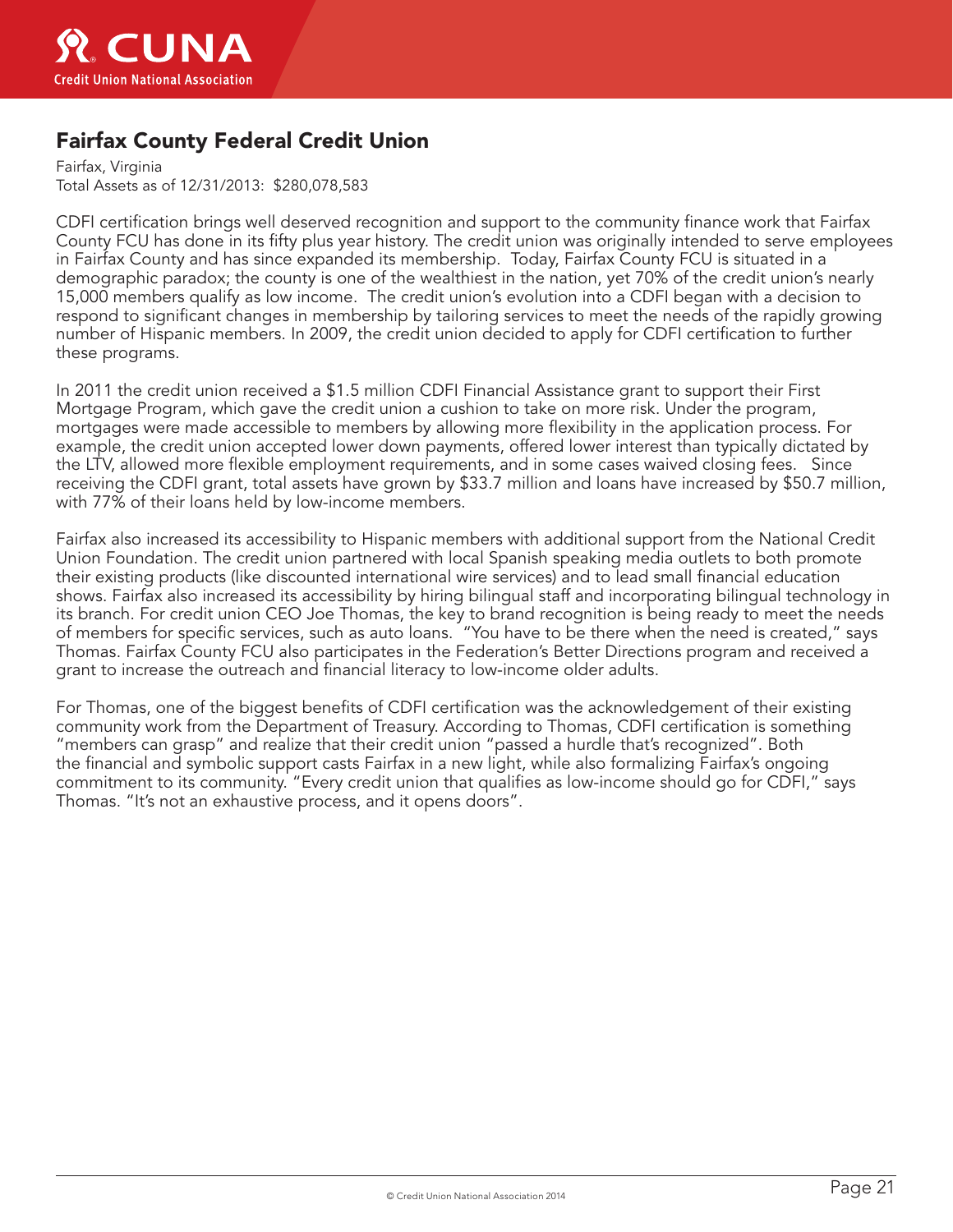## Fairfax County Federal Credit Union

Fairfax, Virginia
Total Assets as of 12/31/2013: $280,078,583

CDFI certification brings well deserved recognition and support to the community finance work that Fairfax County FCU has done in its fifty plus year history. The credit union was originally intended to serve employees in Fairfax County and has since expanded its membership. Today, Fairfax County FCU is situated in a demographic paradox; the county is one of the wealthiest in the nation, yet 70% of the credit union's nearly 15,000 members qualify as low income. The credit union's evolution into a CDFI began with a decision to respond to significant changes in membership by tailoring services to meet the needs of the rapidly growing number of Hispanic members. In 2009, the credit union decided to apply for CDFI certification to further these programs.

In 2011 the credit union received a $1.5 million CDFI Financial Assistance grant to support their First Mortgage Program, which gave the credit union a cushion to take on more risk. Under the program, mortgages were made accessible to members by allowing more flexibility in the application process. For example, the credit union accepted lower down payments, offered lower interest than typically dictated by the LTV, allowed more flexible employment requirements, and in some cases waived closing fees. Since receiving the CDFI grant, total assets have grown by $33.7 million and loans have increased by $50.7 million, with 77% of their loans held by low-income members.

Fairfax also increased its accessibility to Hispanic members with additional support from the National Credit Union Foundation. The credit union partnered with local Spanish speaking media outlets to both promote their existing products (like discounted international wire services) and to lead small financial education shows. Fairfax also increased its accessibility by hiring bilingual staff and incorporating bilingual technology in its branch. For credit union CEO Joe Thomas, the key to brand recognition is being ready to meet the needs of members for specific services, such as auto loans. "You have to be there when the need is created," says Thomas. Fairfax County FCU also participates in the Federation's Better Directions program and received a grant to increase the outreach and financial literacy to low-income older adults.

For Thomas, one of the biggest benefits of CDFI certification was the acknowledgement of their existing community work from the Department of Treasury. According to Thomas, CDFI certification is something "members can grasp" and realize that their credit union "passed a hurdle that's recognized". Both the financial and symbolic support casts Fairfax in a new light, while also formalizing Fairfax's ongoing commitment to its community. "Every credit union that qualifies as low-income should go for CDFI," says Thomas. "It's not an exhaustive process, and it opens doors".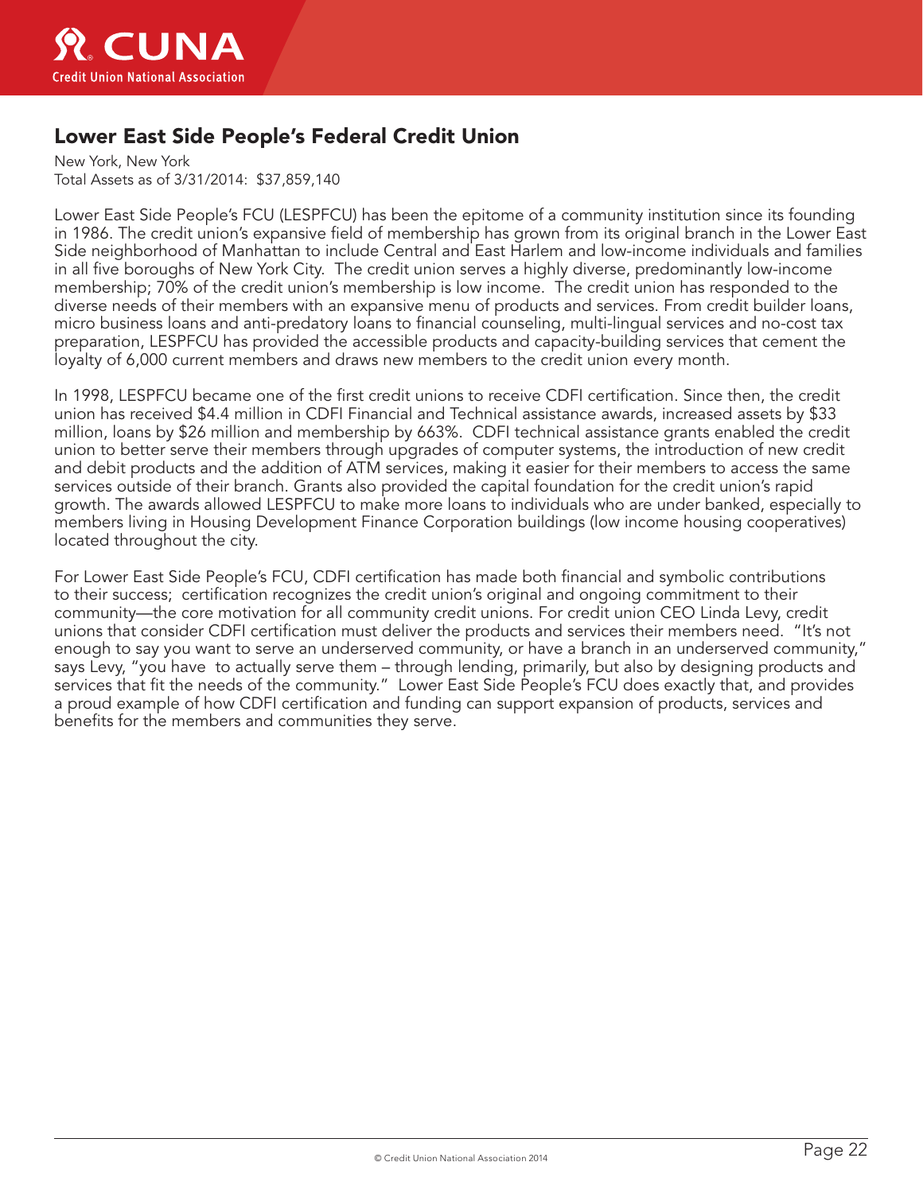## Lower East Side People's Federal Credit Union

New York, New York
Total Assets as of 3/31/2014: $37,859,140

Lower East Side People's FCU (LESPFCU) has been the epitome of a community institution since its founding in 1986. The credit union's expansive field of membership has grown from its original branch in the Lower East Side neighborhood of Manhattan to include Central and East Harlem and low-income individuals and families in all five boroughs of New York City. The credit union serves a highly diverse, predominantly low-income membership; 70% of the credit union's membership is low income. The credit union has responded to the diverse needs of their members with an expansive menu of products and services. From credit builder loans, micro business loans and anti-predatory loans to financial counseling, multi-lingual services and no-cost tax preparation, LESPFCU has provided the accessible products and capacity-building services that cement the loyalty of 6,000 current members and draws new members to the credit union every month.

In 1998, LESPFCU became one of the first credit unions to receive CDFI certification. Since then, the credit union has received $4.4 million in CDFI Financial and Technical assistance awards, increased assets by $33 million, loans by $26 million and membership by 663%. CDFI technical assistance grants enabled the credit union to better serve their members through upgrades of computer systems, the introduction of new credit and debit products and the addition of ATM services, making it easier for their members to access the same services outside of their branch. Grants also provided the capital foundation for the credit union's rapid growth. The awards allowed LESPFCU to make more loans to individuals who are under banked, especially to members living in Housing Development Finance Corporation buildings (low income housing cooperatives) located throughout the city.

For Lower East Side People's FCU, CDFI certification has made both financial and symbolic contributions to their success; certification recognizes the credit union's original and ongoing commitment to their community—the core motivation for all community credit unions. For credit union CEO Linda Levy, credit unions that consider CDFI certification must deliver the products and services their members need. "It's not enough to say you want to serve an underserved community, or have a branch in an underserved community," says Levy, "you have to actually serve them – through lending, primarily, but also by designing products and services that fit the needs of the community." Lower East Side People's FCU does exactly that, and provides a proud example of how CDFI certification and funding can support expansion of products, services and benefits for the members and communities they serve.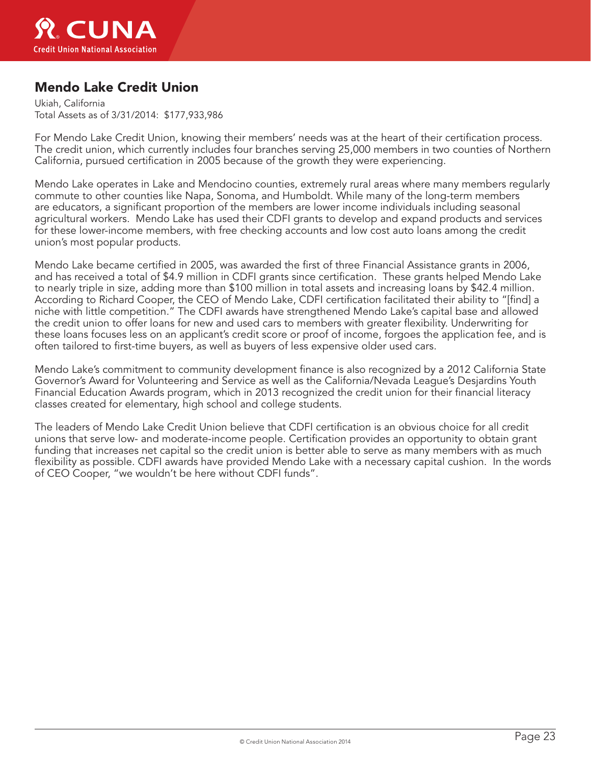## Mendo Lake Credit Union

Ukiah, California
Total Assets as of 3/31/2014: $177,933,986

For Mendo Lake Credit Union, knowing their members' needs was at the heart of their certification process. The credit union, which currently includes four branches serving 25,000 members in two counties of Northern California, pursued certification in 2005 because of the growth they were experiencing.

Mendo Lake operates in Lake and Mendocino counties, extremely rural areas where many members regularly commute to other counties like Napa, Sonoma, and Humboldt. While many of the long-term members are educators, a significant proportion of the members are lower income individuals including seasonal agricultural workers. Mendo Lake has used their CDFI grants to develop and expand products and services for these lower-income members, with free checking accounts and low cost auto loans among the credit union's most popular products.

Mendo Lake became certified in 2005, was awarded the first of three Financial Assistance grants in 2006, and has received a total of $4.9 million in CDFI grants since certification. These grants helped Mendo Lake to nearly triple in size, adding more than $100 million in total assets and increasing loans by $42.4 million. According to Richard Cooper, the CEO of Mendo Lake, CDFI certification facilitated their ability to "[find] a niche with little competition." The CDFI awards have strengthened Mendo Lake's capital base and allowed the credit union to offer loans for new and used cars to members with greater flexibility. Underwriting for these loans focuses less on an applicant's credit score or proof of income, forgoes the application fee, and is often tailored to first-time buyers, as well as buyers of less expensive older used cars.

Mendo Lake's commitment to community development finance is also recognized by a 2012 California State Governor's Award for Volunteering and Service as well as the California/Nevada League's Desjardins Youth Financial Education Awards program, which in 2013 recognized the credit union for their financial literacy classes created for elementary, high school and college students.

The leaders of Mendo Lake Credit Union believe that CDFI certification is an obvious choice for all credit unions that serve low- and moderate-income people. Certification provides an opportunity to obtain grant funding that increases net capital so the credit union is better able to serve as many members with as much flexibility as possible. CDFI awards have provided Mendo Lake with a necessary capital cushion. In the words of CEO Cooper, "we wouldn't be here without CDFI funds".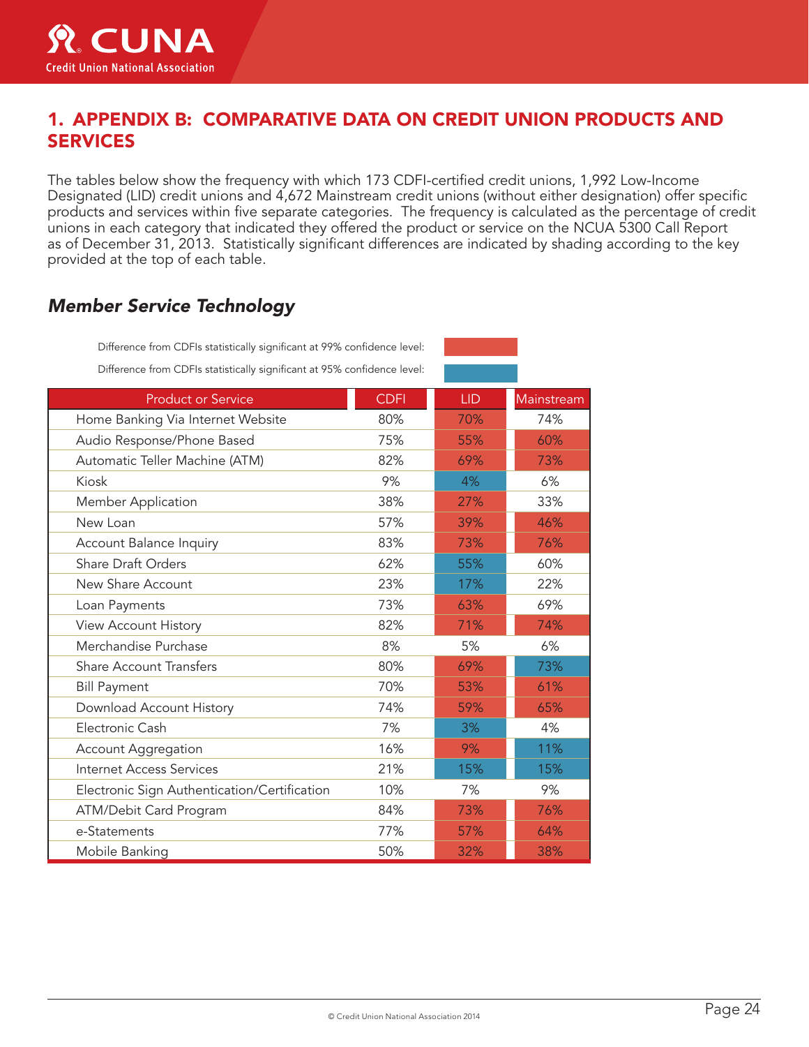# 1. APPENDIX B: COMPARATIVE DATA ON CREDIT UNION PRODUCTS AND SERVICES

The tables below show the frequency with which 173 CDFI-certified credit unions, 1,992 Low-Income Designated (LID) credit unions and 4,672 Mainstream credit unions (without either designation) offer specific products and services within five separate categories. The frequency is calculated as the percentage of credit unions in each category that indicated they offered the product or service on the NCUA 5300 Call Report as of December 31, 2013. Statistically significant differences are indicated by shading according to the key provided at the top of each table.

## *Member Service Technology*

Difference from CDFIs statistically significant at 99% confidence level: (red shading)

Difference from CDFIs statistically significant at 95% confidence level: (blue shading)

| Product or Service | CDFI | LID | Mainstream |
|---|---|---|---|
| Home Banking Via Internet Website | 80% | 70% | 74% |
| Audio Response/Phone Based | 75% | 55% | 60% |
| Automatic Teller Machine (ATM) | 82% | 69% | 73% |
| Kiosk | 9% | 4% | 6% |
| Member Application | 38% | 27% | 33% |
| New Loan | 57% | 39% | 46% |
| Account Balance Inquiry | 83% | 73% | 76% |
| Share Draft Orders | 62% | 55% | 60% |
| New Share Account | 23% | 17% | 22% |
| Loan Payments | 73% | 63% | 69% |
| View Account History | 82% | 71% | 74% |
| Merchandise Purchase | 8% | 5% | 6% |
| Share Account Transfers | 80% | 69% | 73% |
| Bill Payment | 70% | 53% | 61% |
| Download Account History | 74% | 59% | 65% |
| Electronic Cash | 7% | 3% | 4% |
| Account Aggregation | 16% | 9% | 11% |
| Internet Access Services | 21% | 15% | 15% |
| Electronic Sign Authentication/Certification | 10% | 7% | 9% |
| ATM/Debit Card Program | 84% | 73% | 76% |
| e-Statements | 77% | 57% | 64% |
| Mobile Banking | 50% | 32% | 38% |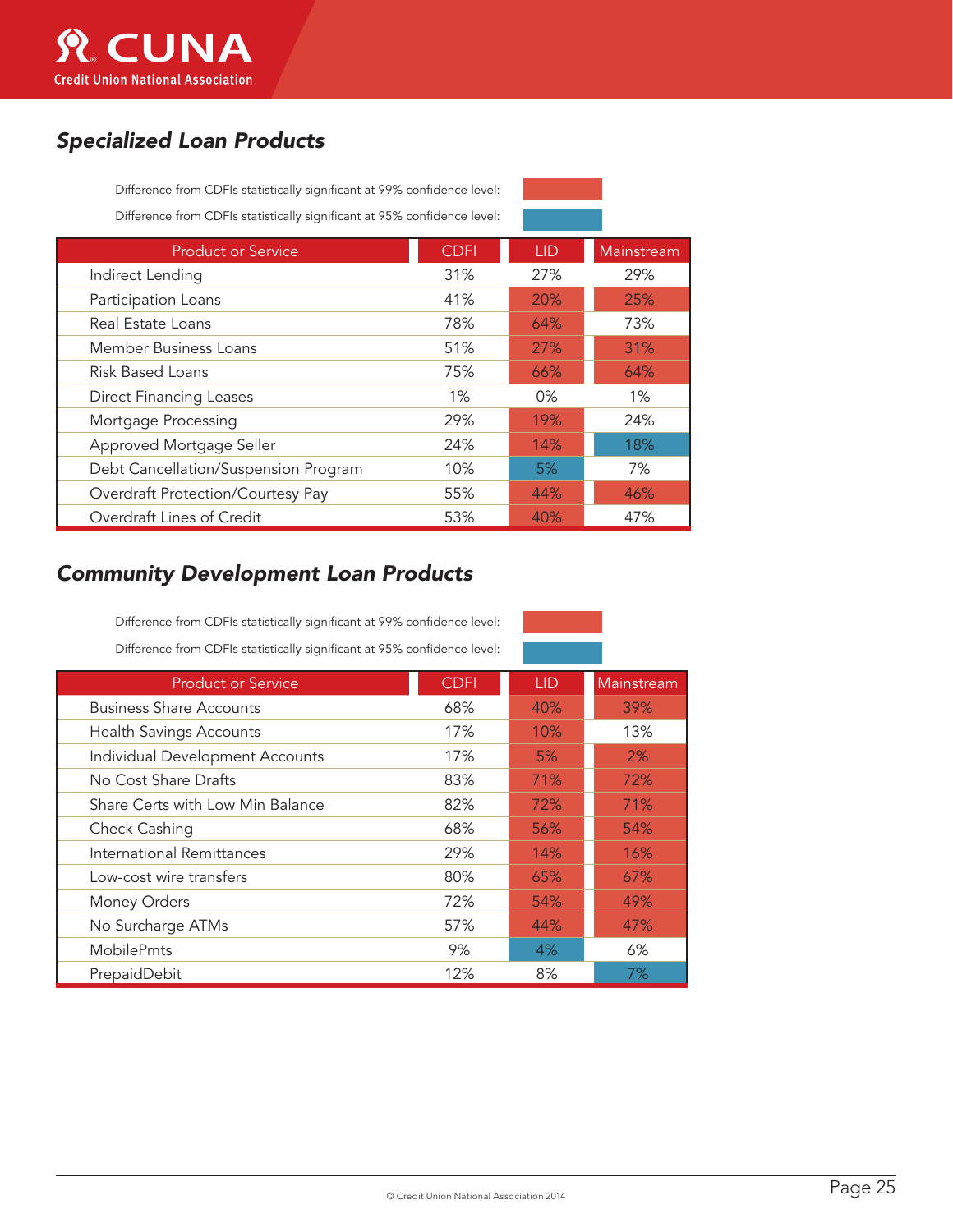## Specialized Loan Products

Difference from CDFIs statistically significant at 99% confidence level: (red)

Difference from CDFIs statistically significant at 95% confidence level: (blue)

| Product or Service | CDFI | LID | Mainstream |
|---|---|---|---|
| Indirect Lending | 31% | 27% | 29% |
| Participation Loans | 41% | 20% | 25% |
| Real Estate Loans | 78% | 64% | 73% |
| Member Business Loans | 51% | 27% | 31% |
| Risk Based Loans | 75% | 66% | 64% |
| Direct Financing Leases | 1% | 0% | 1% |
| Mortgage Processing | 29% | 19% | 24% |
| Approved Mortgage Seller | 24% | 14% | 18% |
| Debt Cancellation/Suspension Program | 10% | 5% | 7% |
| Overdraft Protection/Courtesy Pay | 55% | 44% | 46% |
| Overdraft Lines of Credit | 53% | 40% | 47% |

## Community Development Loan Products

Difference from CDFIs statistically significant at 99% confidence level: (red)

Difference from CDFIs statistically significant at 95% confidence level: (blue)

| Product or Service | CDFI | LID | Mainstream |
|---|---|---|---|
| Business Share Accounts | 68% | 40% | 39% |
| Health Savings Accounts | 17% | 10% | 13% |
| Individual Development Accounts | 17% | 5% | 2% |
| No Cost Share Drafts | 83% | 71% | 72% |
| Share Certs with Low Min Balance | 82% | 72% | 71% |
| Check Cashing | 68% | 56% | 54% |
| International Remittances | 29% | 14% | 16% |
| Low-cost wire transfers | 80% | 65% | 67% |
| Money Orders | 72% | 54% | 49% |
| No Surcharge ATMs | 57% | 44% | 47% |
| MobilePmts | 9% | 4% | 6% |
| PrepaidDebit | 12% | 8% | 7% |

© Credit Union National Association 2014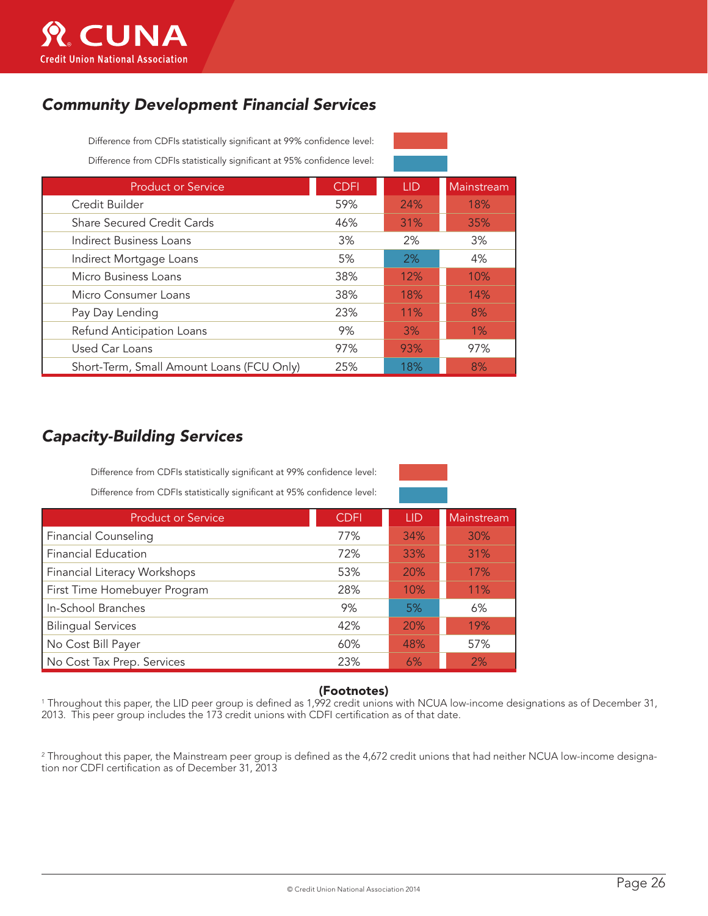## *Community Development Financial Services*

Difference from CDFIs statistically significant at 99% confidence level:

Difference from CDFIs statistically significant at 95% confidence level:

| Product or Service | CDFI | LID | Mainstream |
|---|---|---|---|
| Credit Builder | 59% | 24% | 18% |
| Share Secured Credit Cards | 46% | 31% | 35% |
| Indirect Business Loans | 3% | 2% | 3% |
| Indirect Mortgage Loans | 5% | 2% | 4% |
| Micro Business Loans | 38% | 12% | 10% |
| Micro Consumer Loans | 38% | 18% | 14% |
| Pay Day Lending | 23% | 11% | 8% |
| Refund Anticipation Loans | 9% | 3% | 1% |
| Used Car Loans | 97% | 93% | 97% |
| Short-Term, Small Amount Loans (FCU Only) | 25% | 18% | 8% |

## *Capacity-Building Services*

Difference from CDFIs statistically significant at 99% confidence level:

Difference from CDFIs statistically significant at 95% confidence level:

| Product or Service | CDFI | LID | Mainstream |
|---|---|---|---|
| Financial Counseling | 77% | 34% | 30% |
| Financial Education | 72% | 33% | 31% |
| Financial Literacy Workshops | 53% | 20% | 17% |
| First Time Homebuyer Program | 28% | 10% | 11% |
| In-School Branches | 9% | 5% | 6% |
| Bilingual Services | 42% | 20% | 19% |
| No Cost Bill Payer | 60% | 48% | 57% |
| No Cost Tax Prep. Services | 23% | 6% | 2% |

**(Footnotes)**

[1] Throughout this paper, the LID peer group is defined as 1,992 credit unions with NCUA low-income designations as of December 31, 2013. This peer group includes the 173 credit unions with CDFI certification as of that date.

[2] Throughout this paper, the Mainstream peer group is defined as the 4,672 credit unions that had neither NCUA low-income designation nor CDFI certification as of December 31, 2013

© Credit Union National Association 2014